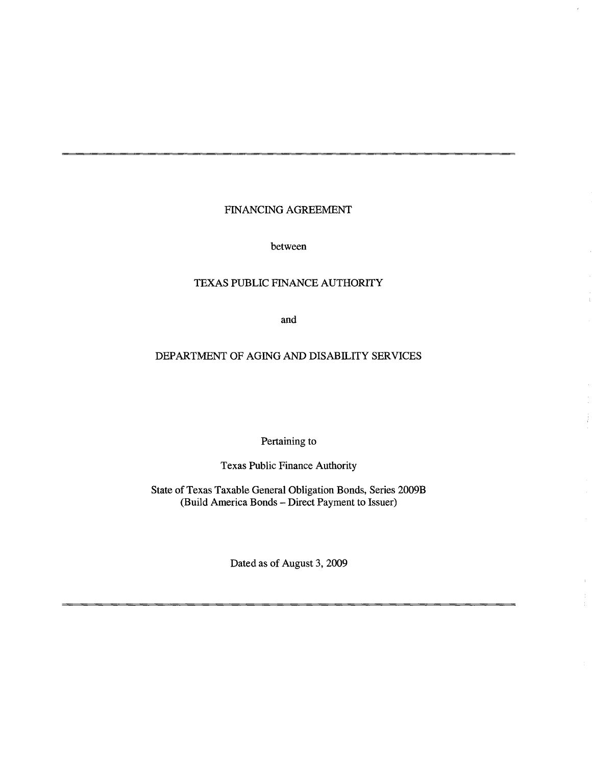# FINANCING AGREEMENT

between

TEXAS PUBLIC FINANCE AUTHORITY

and

DEPARTMENT OF AGING AND DISABILITY SERVICES

Pertaining to

Texas Public Finance Authority

State of Texas Taxable General Obligation Bonds, Series 2009B
(Build America Bonds – Direct Payment to Issuer)

Dated as of August 3, 2009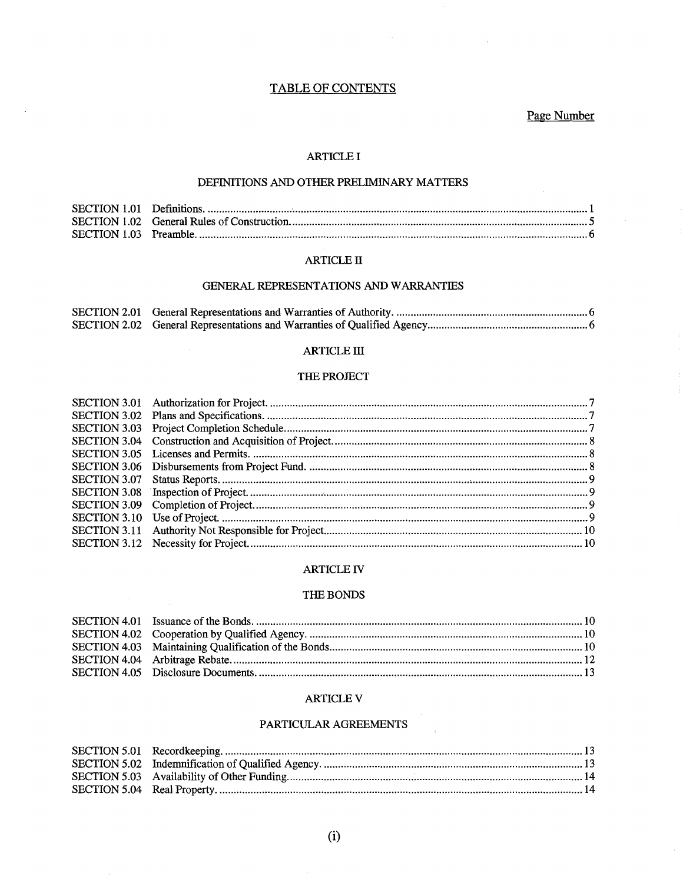# TABLE OF CONTENTS

Page Number

## ARTICLE I

### DEFINITIONS AND OTHER PRELIMINARY MATTERS

| | | |
|---|---|---|
| SECTION 1.01 | Definitions. | 1 |
| SECTION 1.02 | General Rules of Construction. | 5 |
| SECTION 1.03 | Preamble. | 6 |

## ARTICLE II

### GENERAL REPRESENTATIONS AND WARRANTIES

| | | |
|---|---|---|
| SECTION 2.01 | General Representations and Warranties of Authority. | 6 |
| SECTION 2.02 | General Representations and Warranties of Qualified Agency | 6 |

## ARTICLE III

### THE PROJECT

| | | |
|---|---|---|
| SECTION 3.01 | Authorization for Project. | 7 |
| SECTION 3.02 | Plans and Specifications. | 7 |
| SECTION 3.03 | Project Completion Schedule. | 7 |
| SECTION 3.04 | Construction and Acquisition of Project. | 8 |
| SECTION 3.05 | Licenses and Permits. | 8 |
| SECTION 3.06 | Disbursements from Project Fund. | 8 |
| SECTION 3.07 | Status Reports. | 9 |
| SECTION 3.08 | Inspection of Project. | 9 |
| SECTION 3.09 | Completion of Project. | 9 |
| SECTION 3.10 | Use of Project. | 9 |
| SECTION 3.11 | Authority Not Responsible for Project. | 10 |
| SECTION 3.12 | Necessity for Project. | 10 |

## ARTICLE IV

### THE BONDS

| | | |
|---|---|---|
| SECTION 4.01 | Issuance of the Bonds. | 10 |
| SECTION 4.02 | Cooperation by Qualified Agency. | 10 |
| SECTION 4.03 | Maintaining Qualification of the Bonds. | 10 |
| SECTION 4.04 | Arbitrage Rebate. | 12 |
| SECTION 4.05 | Disclosure Documents. | 13 |

## ARTICLE V

### PARTICULAR AGREEMENTS

| | | |
|---|---|---|
| SECTION 5.01 | Recordkeeping. | 13 |
| SECTION 5.02 | Indemnification of Qualified Agency. | 13 |
| SECTION 5.03 | Availability of Other Funding. | 14 |
| SECTION 5.04 | Real Property. | 14 |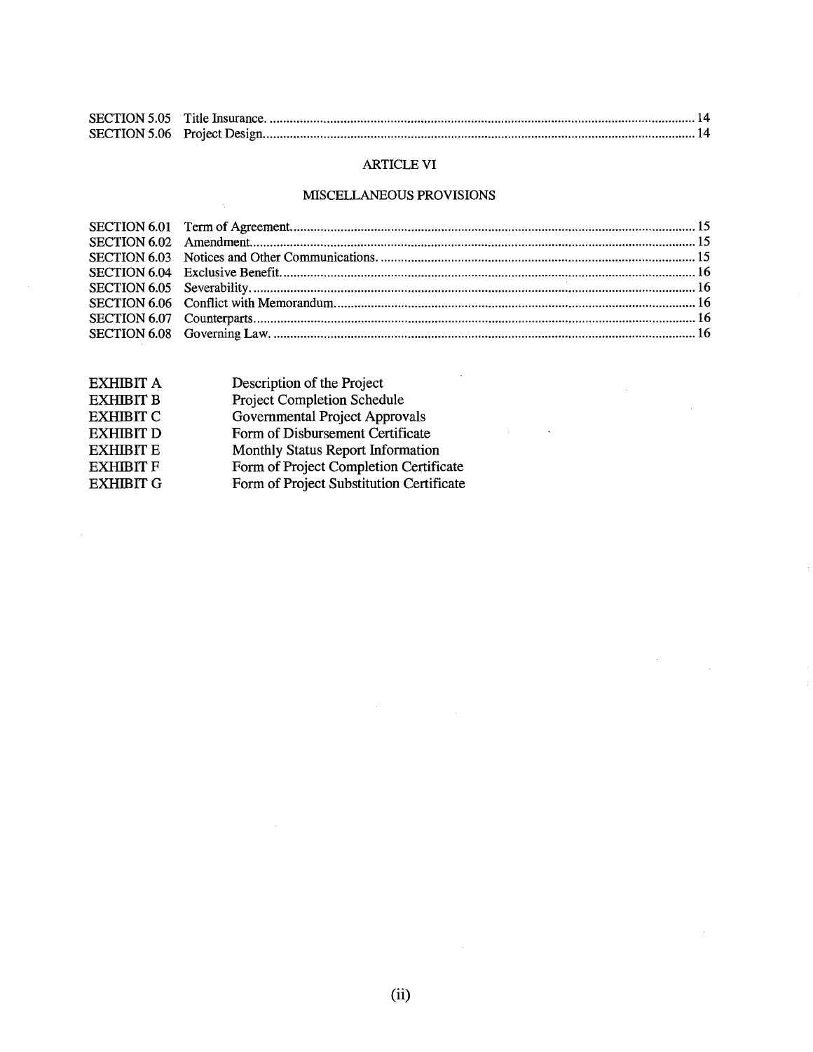| | | |
|---|---|---|
| SECTION 5.05 | Title Insurance. | 14 |
| SECTION 5.06 | Project Design. | 14 |

## ARTICLE VI

## MISCELLANEOUS PROVISIONS

| | | |
|---|---|---|
| SECTION 6.01 | Term of Agreement. | 15 |
| SECTION 6.02 | Amendment. | 15 |
| SECTION 6.03 | Notices and Other Communications. | 15 |
| SECTION 6.04 | Exclusive Benefit. | 16 |
| SECTION 6.05 | Severability. | 16 |
| SECTION 6.06 | Conflict with Memorandum. | 16 |
| SECTION 6.07 | Counterparts. | 16 |
| SECTION 6.08 | Governing Law. | 16 |

| | |
|---|---|
| EXHIBIT A | Description of the Project |
| EXHIBIT B | Project Completion Schedule |
| EXHIBIT C | Governmental Project Approvals |
| EXHIBIT D | Form of Disbursement Certificate |
| EXHIBIT E | Monthly Status Report Information |
| EXHIBIT F | Form of Project Completion Certificate |
| EXHIBIT G | Form of Project Substitution Certificate |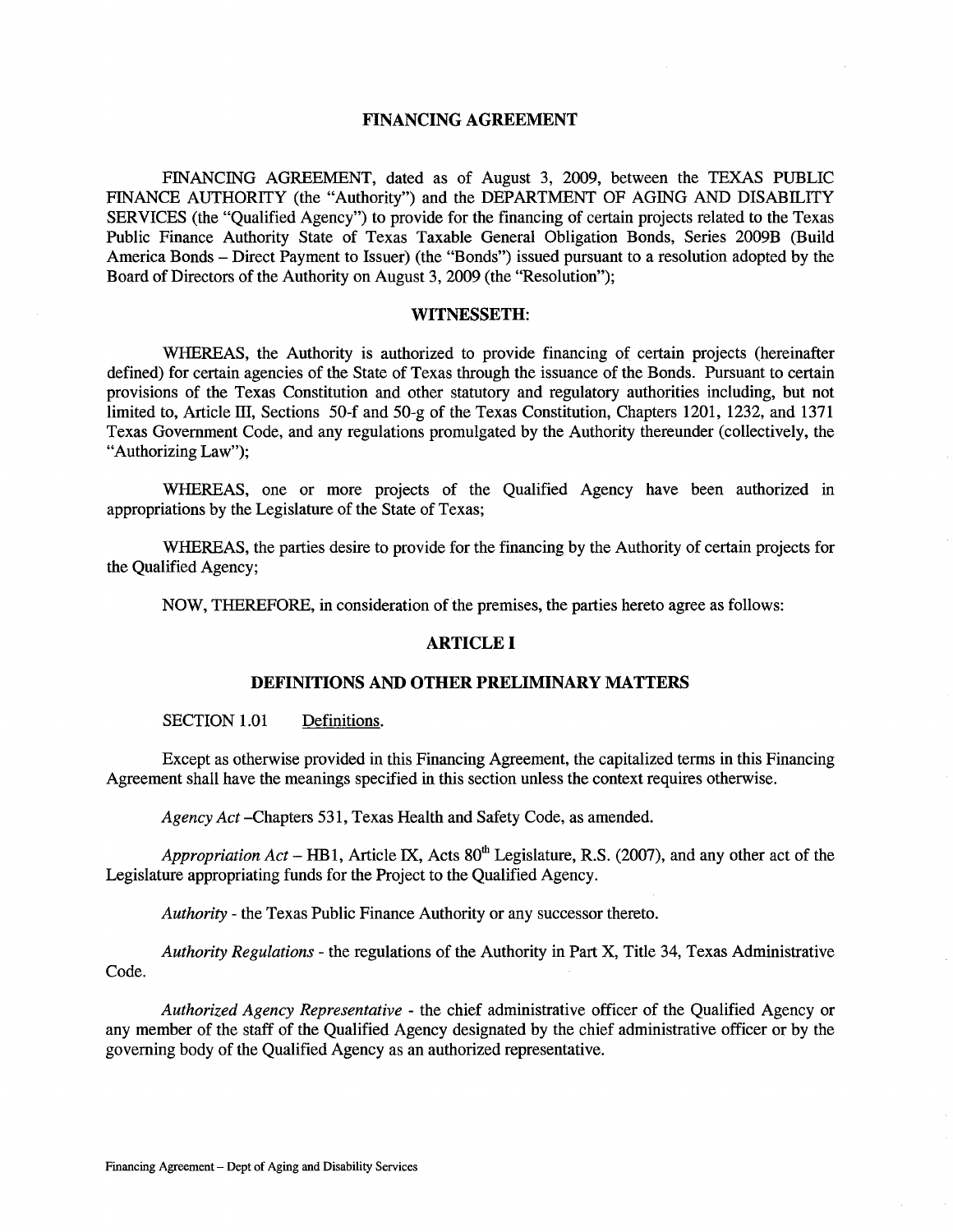# FINANCING AGREEMENT

FINANCING AGREEMENT, dated as of August 3, 2009, between the TEXAS PUBLIC FINANCE AUTHORITY (the "Authority") and the DEPARTMENT OF AGING AND DISABILITY SERVICES (the "Qualified Agency") to provide for the financing of certain projects related to the Texas Public Finance Authority State of Texas Taxable General Obligation Bonds, Series 2009B (Build America Bonds – Direct Payment to Issuer) (the "Bonds") issued pursuant to a resolution adopted by the Board of Directors of the Authority on August 3, 2009 (the "Resolution");

## WITNESSETH:

WHEREAS, the Authority is authorized to provide financing of certain projects (hereinafter defined) for certain agencies of the State of Texas through the issuance of the Bonds. Pursuant to certain provisions of the Texas Constitution and other statutory and regulatory authorities including, but not limited to, Article III, Sections 50-f and 50-g of the Texas Constitution, Chapters 1201, 1232, and 1371 Texas Government Code, and any regulations promulgated by the Authority thereunder (collectively, the "Authorizing Law");

WHEREAS, one or more projects of the Qualified Agency have been authorized in appropriations by the Legislature of the State of Texas;

WHEREAS, the parties desire to provide for the financing by the Authority of certain projects for the Qualified Agency;

NOW, THEREFORE, in consideration of the premises, the parties hereto agree as follows:

## ARTICLE I

## DEFINITIONS AND OTHER PRELIMINARY MATTERS

SECTION 1.01 Definitions.

Except as otherwise provided in this Financing Agreement, the capitalized terms in this Financing Agreement shall have the meanings specified in this section unless the context requires otherwise.

*Agency Act* –Chapters 531, Texas Health and Safety Code, as amended.

*Appropriation Act* – HB1, Article IX, Acts 80th Legislature, R.S. (2007), and any other act of the Legislature appropriating funds for the Project to the Qualified Agency.

*Authority* - the Texas Public Finance Authority or any successor thereto.

*Authority Regulations* - the regulations of the Authority in Part X, Title 34, Texas Administrative Code.

*Authorized Agency Representative* - the chief administrative officer of the Qualified Agency or any member of the staff of the Qualified Agency designated by the chief administrative officer or by the governing body of the Qualified Agency as an authorized representative.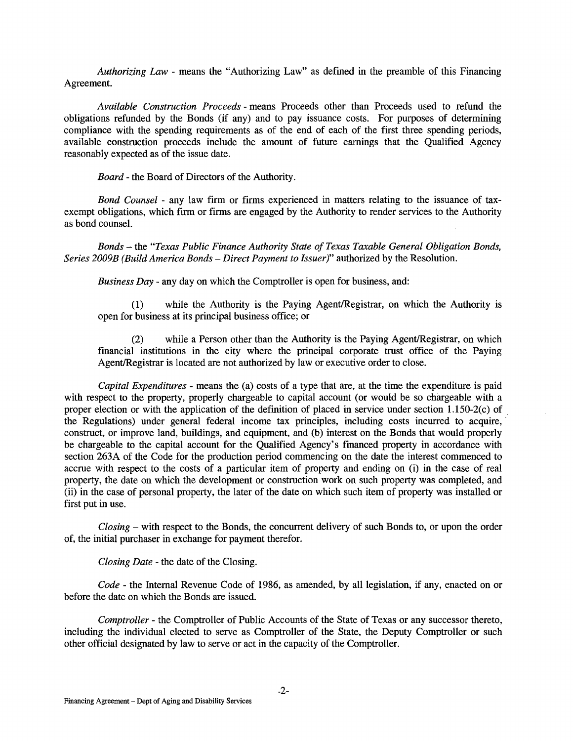*Authorizing Law* - means the "Authorizing Law" as defined in the preamble of this Financing Agreement.

*Available Construction Proceeds* - means Proceeds other than Proceeds used to refund the obligations refunded by the Bonds (if any) and to pay issuance costs. For purposes of determining compliance with the spending requirements as of the end of each of the first three spending periods, available construction proceeds include the amount of future earnings that the Qualified Agency reasonably expected as of the issue date.

*Board* - the Board of Directors of the Authority.

*Bond Counsel* - any law firm or firms experienced in matters relating to the issuance of tax-exempt obligations, which firm or firms are engaged by the Authority to render services to the Authority as bond counsel.

*Bonds* – the "*Texas Public Finance Authority State of Texas Taxable General Obligation Bonds, Series 2009B (Build America Bonds – Direct Payment to Issuer)*" authorized by the Resolution.

*Business Day* - any day on which the Comptroller is open for business, and:

(1) while the Authority is the Paying Agent/Registrar, on which the Authority is open for business at its principal business office; or

(2) while a Person other than the Authority is the Paying Agent/Registrar, on which financial institutions in the city where the principal corporate trust office of the Paying Agent/Registrar is located are not authorized by law or executive order to close.

*Capital Expenditures* - means the (a) costs of a type that are, at the time the expenditure is paid with respect to the property, properly chargeable to capital account (or would be so chargeable with a proper election or with the application of the definition of placed in service under section 1.150-2(c) of the Regulations) under general federal income tax principles, including costs incurred to acquire, construct, or improve land, buildings, and equipment, and (b) interest on the Bonds that would properly be chargeable to the capital account for the Qualified Agency's financed property in accordance with section 263A of the Code for the production period commencing on the date the interest commenced to accrue with respect to the costs of a particular item of property and ending on (i) in the case of real property, the date on which the development or construction work on such property was completed, and (ii) in the case of personal property, the later of the date on which such item of property was installed or first put in use.

*Closing* – with respect to the Bonds, the concurrent delivery of such Bonds to, or upon the order of, the initial purchaser in exchange for payment therefor.

*Closing Date* - the date of the Closing.

*Code* - the Internal Revenue Code of 1986, as amended, by all legislation, if any, enacted on or before the date on which the Bonds are issued.

*Comptroller* - the Comptroller of Public Accounts of the State of Texas or any successor thereto, including the individual elected to serve as Comptroller of the State, the Deputy Comptroller or such other official designated by law to serve or act in the capacity of the Comptroller.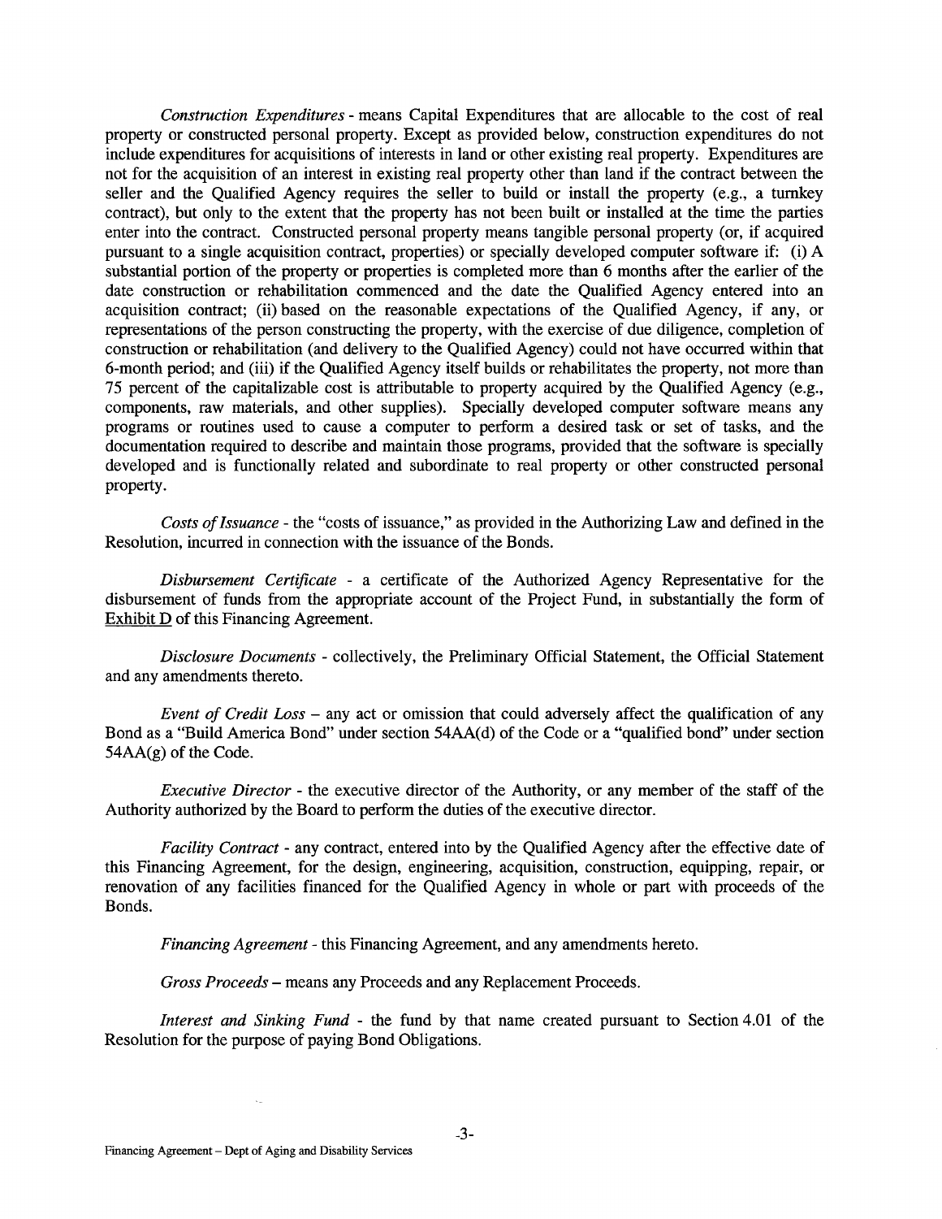*Construction Expenditures* - means Capital Expenditures that are allocable to the cost of real property or constructed personal property. Except as provided below, construction expenditures do not include expenditures for acquisitions of interests in land or other existing real property. Expenditures are not for the acquisition of an interest in existing real property other than land if the contract between the seller and the Qualified Agency requires the seller to build or install the property (e.g., a turnkey contract), but only to the extent that the property has not been built or installed at the time the parties enter into the contract. Constructed personal property means tangible personal property (or, if acquired pursuant to a single acquisition contract, properties) or specially developed computer software if: (i) A substantial portion of the property or properties is completed more than 6 months after the earlier of the date construction or rehabilitation commenced and the date the Qualified Agency entered into an acquisition contract; (ii) based on the reasonable expectations of the Qualified Agency, if any, or representations of the person constructing the property, with the exercise of due diligence, completion of construction or rehabilitation (and delivery to the Qualified Agency) could not have occurred within that 6-month period; and (iii) if the Qualified Agency itself builds or rehabilitates the property, not more than 75 percent of the capitalizable cost is attributable to property acquired by the Qualified Agency (e.g., components, raw materials, and other supplies). Specially developed computer software means any programs or routines used to cause a computer to perform a desired task or set of tasks, and the documentation required to describe and maintain those programs, provided that the software is specially developed and is functionally related and subordinate to real property or other constructed personal property.

*Costs of Issuance* - the "costs of issuance," as provided in the Authorizing Law and defined in the Resolution, incurred in connection with the issuance of the Bonds.

*Disbursement Certificate* - a certificate of the Authorized Agency Representative for the disbursement of funds from the appropriate account of the Project Fund, in substantially the form of Exhibit D of this Financing Agreement.

*Disclosure Documents* - collectively, the Preliminary Official Statement, the Official Statement and any amendments thereto.

*Event of Credit Loss* – any act or omission that could adversely affect the qualification of any Bond as a "Build America Bond" under section 54AA(d) of the Code or a "qualified bond" under section 54AA(g) of the Code.

*Executive Director* - the executive director of the Authority, or any member of the staff of the Authority authorized by the Board to perform the duties of the executive director.

*Facility Contract* - any contract, entered into by the Qualified Agency after the effective date of this Financing Agreement, for the design, engineering, acquisition, construction, equipping, repair, or renovation of any facilities financed for the Qualified Agency in whole or part with proceeds of the Bonds.

*Financing Agreement* - this Financing Agreement, and any amendments hereto.

*Gross Proceeds* – means any Proceeds and any Replacement Proceeds.

*Interest and Sinking Fund* - the fund by that name created pursuant to Section 4.01 of the Resolution for the purpose of paying Bond Obligations.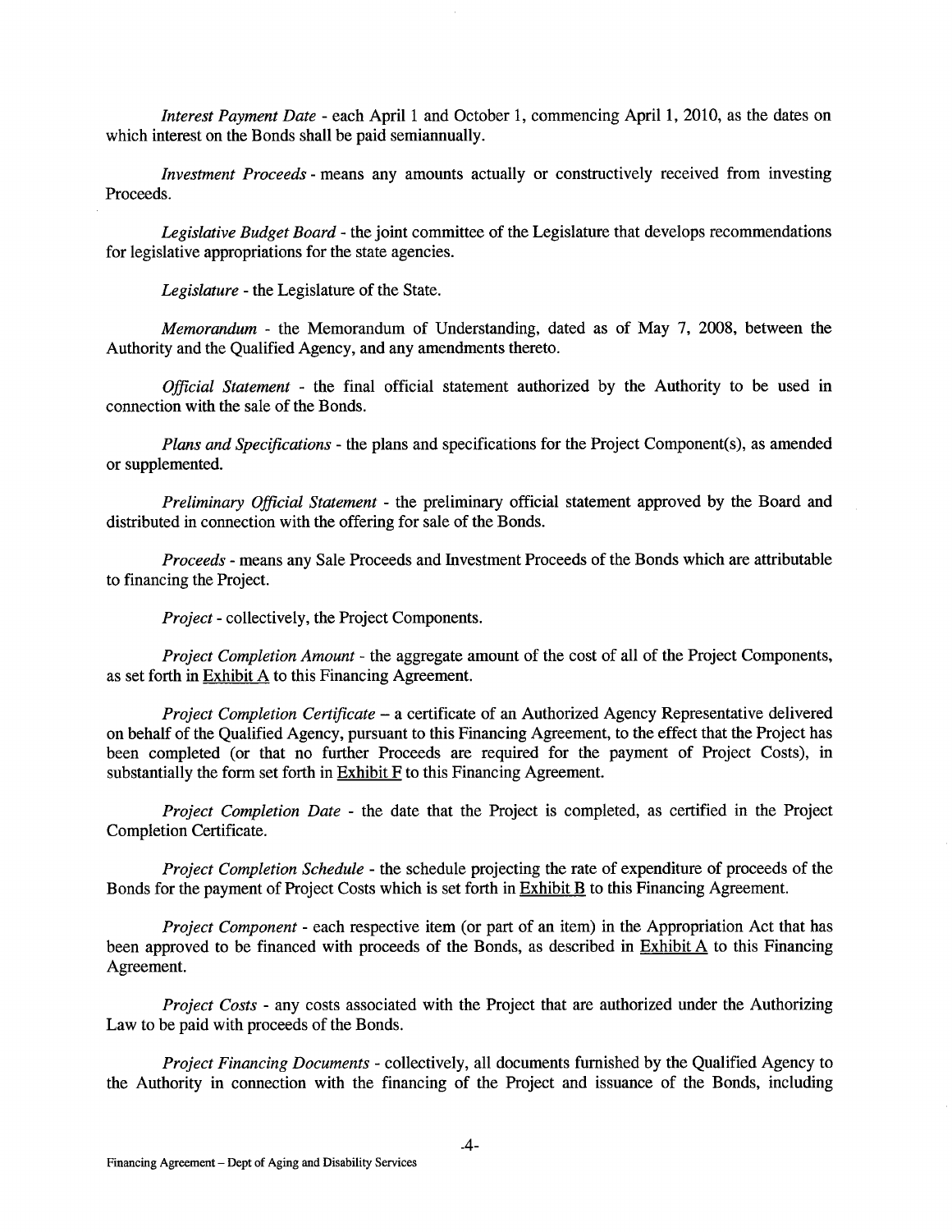*Interest Payment Date* - each April 1 and October 1, commencing April 1, 2010, as the dates on which interest on the Bonds shall be paid semiannually.

*Investment Proceeds* - means any amounts actually or constructively received from investing Proceeds.

*Legislative Budget Board* - the joint committee of the Legislature that develops recommendations for legislative appropriations for the state agencies.

*Legislature* - the Legislature of the State.

*Memorandum* - the Memorandum of Understanding, dated as of May 7, 2008, between the Authority and the Qualified Agency, and any amendments thereto.

*Official Statement* - the final official statement authorized by the Authority to be used in connection with the sale of the Bonds.

*Plans and Specifications* - the plans and specifications for the Project Component(s), as amended or supplemented.

*Preliminary Official Statement* - the preliminary official statement approved by the Board and distributed in connection with the offering for sale of the Bonds.

*Proceeds* - means any Sale Proceeds and Investment Proceeds of the Bonds which are attributable to financing the Project.

*Project* - collectively, the Project Components.

*Project Completion Amount* - the aggregate amount of the cost of all of the Project Components, as set forth in Exhibit A to this Financing Agreement.

*Project Completion Certificate* – a certificate of an Authorized Agency Representative delivered on behalf of the Qualified Agency, pursuant to this Financing Agreement, to the effect that the Project has been completed (or that no further Proceeds are required for the payment of Project Costs), in substantially the form set forth in Exhibit F to this Financing Agreement.

*Project Completion Date* - the date that the Project is completed, as certified in the Project Completion Certificate.

*Project Completion Schedule* - the schedule projecting the rate of expenditure of proceeds of the Bonds for the payment of Project Costs which is set forth in Exhibit B to this Financing Agreement.

*Project Component* - each respective item (or part of an item) in the Appropriation Act that has been approved to be financed with proceeds of the Bonds, as described in Exhibit A to this Financing Agreement.

*Project Costs* - any costs associated with the Project that are authorized under the Authorizing Law to be paid with proceeds of the Bonds.

*Project Financing Documents* - collectively, all documents furnished by the Qualified Agency to the Authority in connection with the financing of the Project and issuance of the Bonds, including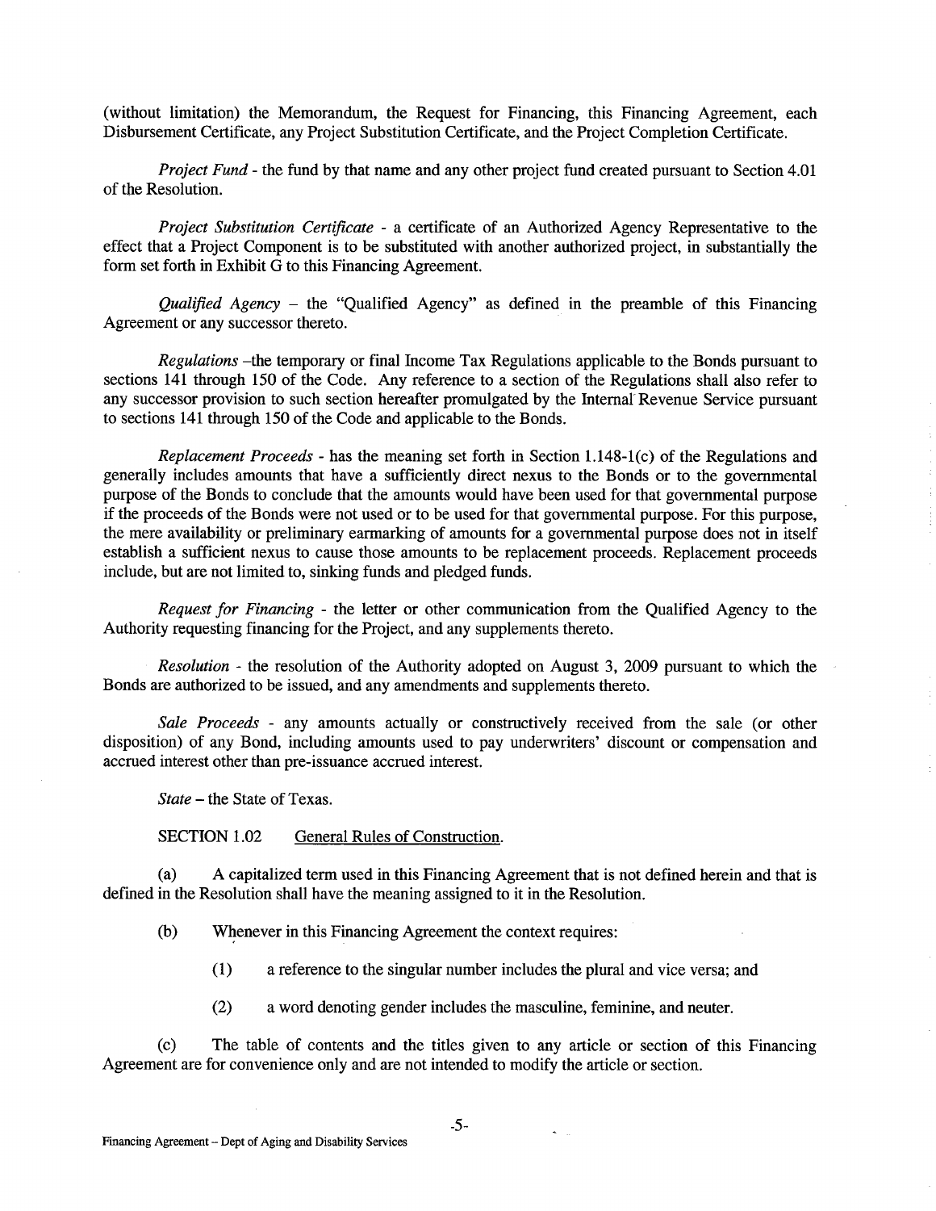(without limitation) the Memorandum, the Request for Financing, this Financing Agreement, each Disbursement Certificate, any Project Substitution Certificate, and the Project Completion Certificate.

*Project Fund* - the fund by that name and any other project fund created pursuant to Section 4.01 of the Resolution.

*Project Substitution Certificate* - a certificate of an Authorized Agency Representative to the effect that a Project Component is to be substituted with another authorized project, in substantially the form set forth in Exhibit G to this Financing Agreement.

*Qualified Agency* – the "Qualified Agency" as defined in the preamble of this Financing Agreement or any successor thereto.

*Regulations* –the temporary or final Income Tax Regulations applicable to the Bonds pursuant to sections 141 through 150 of the Code. Any reference to a section of the Regulations shall also refer to any successor provision to such section hereafter promulgated by the Internal Revenue Service pursuant to sections 141 through 150 of the Code and applicable to the Bonds.

*Replacement Proceeds* - has the meaning set forth in Section 1.148-1(c) of the Regulations and generally includes amounts that have a sufficiently direct nexus to the Bonds or to the governmental purpose of the Bonds to conclude that the amounts would have been used for that governmental purpose if the proceeds of the Bonds were not used or to be used for that governmental purpose. For this purpose, the mere availability or preliminary earmarking of amounts for a governmental purpose does not in itself establish a sufficient nexus to cause those amounts to be replacement proceeds. Replacement proceeds include, but are not limited to, sinking funds and pledged funds.

*Request for Financing* - the letter or other communication from the Qualified Agency to the Authority requesting financing for the Project, and any supplements thereto.

*Resolution* - the resolution of the Authority adopted on August 3, 2009 pursuant to which the Bonds are authorized to be issued, and any amendments and supplements thereto.

*Sale Proceeds* - any amounts actually or constructively received from the sale (or other disposition) of any Bond, including amounts used to pay underwriters' discount or compensation and accrued interest other than pre-issuance accrued interest.

*State* – the State of Texas.

SECTION 1.02 General Rules of Construction.

(a) A capitalized term used in this Financing Agreement that is not defined herein and that is defined in the Resolution shall have the meaning assigned to it in the Resolution.

(b) Whenever in this Financing Agreement the context requires:

(1) a reference to the singular number includes the plural and vice versa; and

(2) a word denoting gender includes the masculine, feminine, and neuter.

(c) The table of contents and the titles given to any article or section of this Financing Agreement are for convenience only and are not intended to modify the article or section.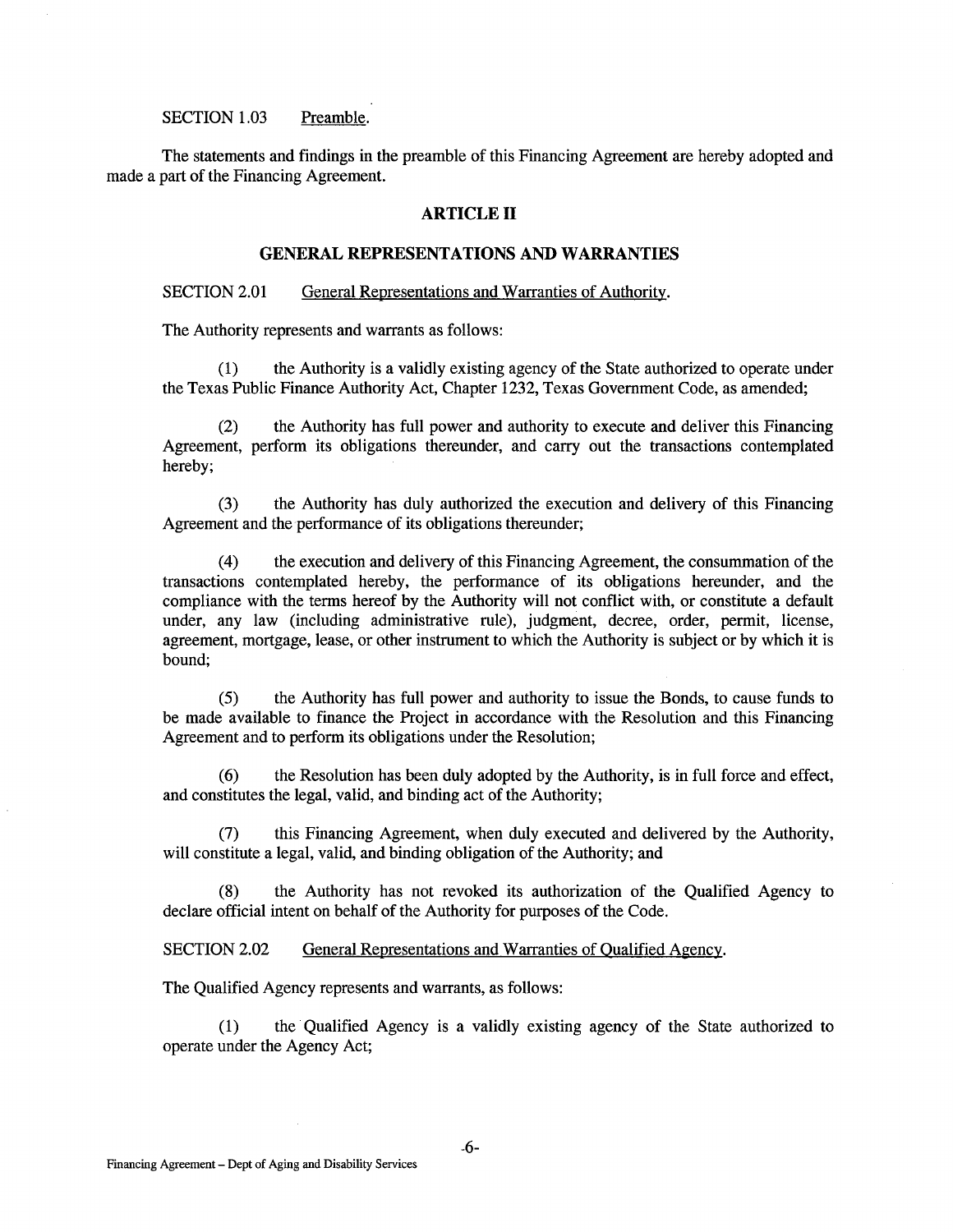SECTION 1.03 Preamble.

The statements and findings in the preamble of this Financing Agreement are hereby adopted and made a part of the Financing Agreement.

## ARTICLE II

## GENERAL REPRESENTATIONS AND WARRANTIES

SECTION 2.01 General Representations and Warranties of Authority.

The Authority represents and warrants as follows:

(1) the Authority is a validly existing agency of the State authorized to operate under the Texas Public Finance Authority Act, Chapter 1232, Texas Government Code, as amended;

(2) the Authority has full power and authority to execute and deliver this Financing Agreement, perform its obligations thereunder, and carry out the transactions contemplated hereby;

(3) the Authority has duly authorized the execution and delivery of this Financing Agreement and the performance of its obligations thereunder;

(4) the execution and delivery of this Financing Agreement, the consummation of the transactions contemplated hereby, the performance of its obligations hereunder, and the compliance with the terms hereof by the Authority will not conflict with, or constitute a default under, any law (including administrative rule), judgment, decree, order, permit, license, agreement, mortgage, lease, or other instrument to which the Authority is subject or by which it is bound;

(5) the Authority has full power and authority to issue the Bonds, to cause funds to be made available to finance the Project in accordance with the Resolution and this Financing Agreement and to perform its obligations under the Resolution;

(6) the Resolution has been duly adopted by the Authority, is in full force and effect, and constitutes the legal, valid, and binding act of the Authority;

(7) this Financing Agreement, when duly executed and delivered by the Authority, will constitute a legal, valid, and binding obligation of the Authority; and

(8) the Authority has not revoked its authorization of the Qualified Agency to declare official intent on behalf of the Authority for purposes of the Code.

SECTION 2.02 General Representations and Warranties of Qualified Agency.

The Qualified Agency represents and warrants, as follows:

(1) the Qualified Agency is a validly existing agency of the State authorized to operate under the Agency Act;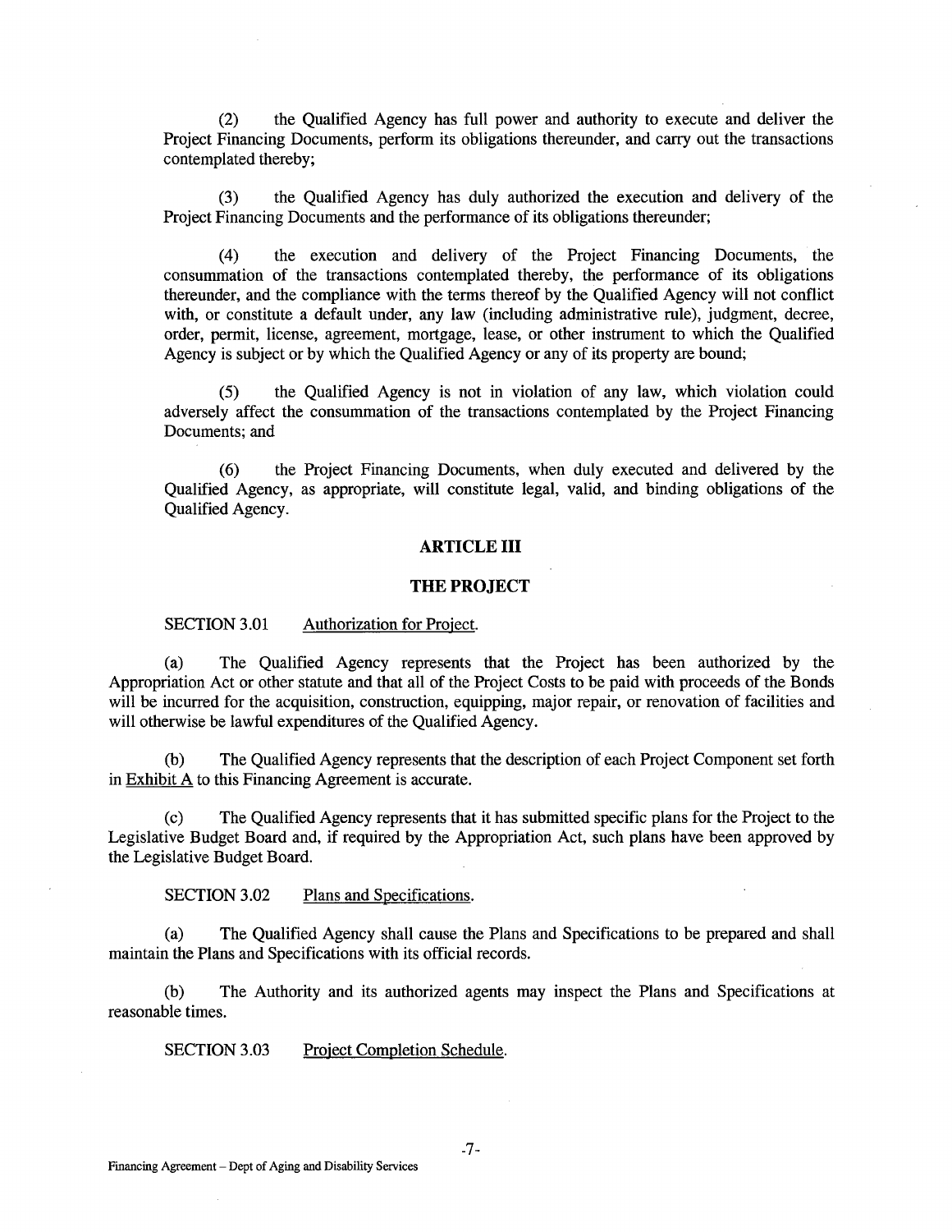(2) the Qualified Agency has full power and authority to execute and deliver the Project Financing Documents, perform its obligations thereunder, and carry out the transactions contemplated thereby;

(3) the Qualified Agency has duly authorized the execution and delivery of the Project Financing Documents and the performance of its obligations thereunder;

(4) the execution and delivery of the Project Financing Documents, the consummation of the transactions contemplated thereby, the performance of its obligations thereunder, and the compliance with the terms thereof by the Qualified Agency will not conflict with, or constitute a default under, any law (including administrative rule), judgment, decree, order, permit, license, agreement, mortgage, lease, or other instrument to which the Qualified Agency is subject or by which the Qualified Agency or any of its property are bound;

(5) the Qualified Agency is not in violation of any law, which violation could adversely affect the consummation of the transactions contemplated by the Project Financing Documents; and

(6) the Project Financing Documents, when duly executed and delivered by the Qualified Agency, as appropriate, will constitute legal, valid, and binding obligations of the Qualified Agency.

## ARTICLE III

## THE PROJECT

SECTION 3.01 Authorization for Project.

(a) The Qualified Agency represents that the Project has been authorized by the Appropriation Act or other statute and that all of the Project Costs to be paid with proceeds of the Bonds will be incurred for the acquisition, construction, equipping, major repair, or renovation of facilities and will otherwise be lawful expenditures of the Qualified Agency.

(b) The Qualified Agency represents that the description of each Project Component set forth in Exhibit A to this Financing Agreement is accurate.

(c) The Qualified Agency represents that it has submitted specific plans for the Project to the Legislative Budget Board and, if required by the Appropriation Act, such plans have been approved by the Legislative Budget Board.

SECTION 3.02 Plans and Specifications.

(a) The Qualified Agency shall cause the Plans and Specifications to be prepared and shall maintain the Plans and Specifications with its official records.

(b) The Authority and its authorized agents may inspect the Plans and Specifications at reasonable times.

SECTION 3.03 Project Completion Schedule.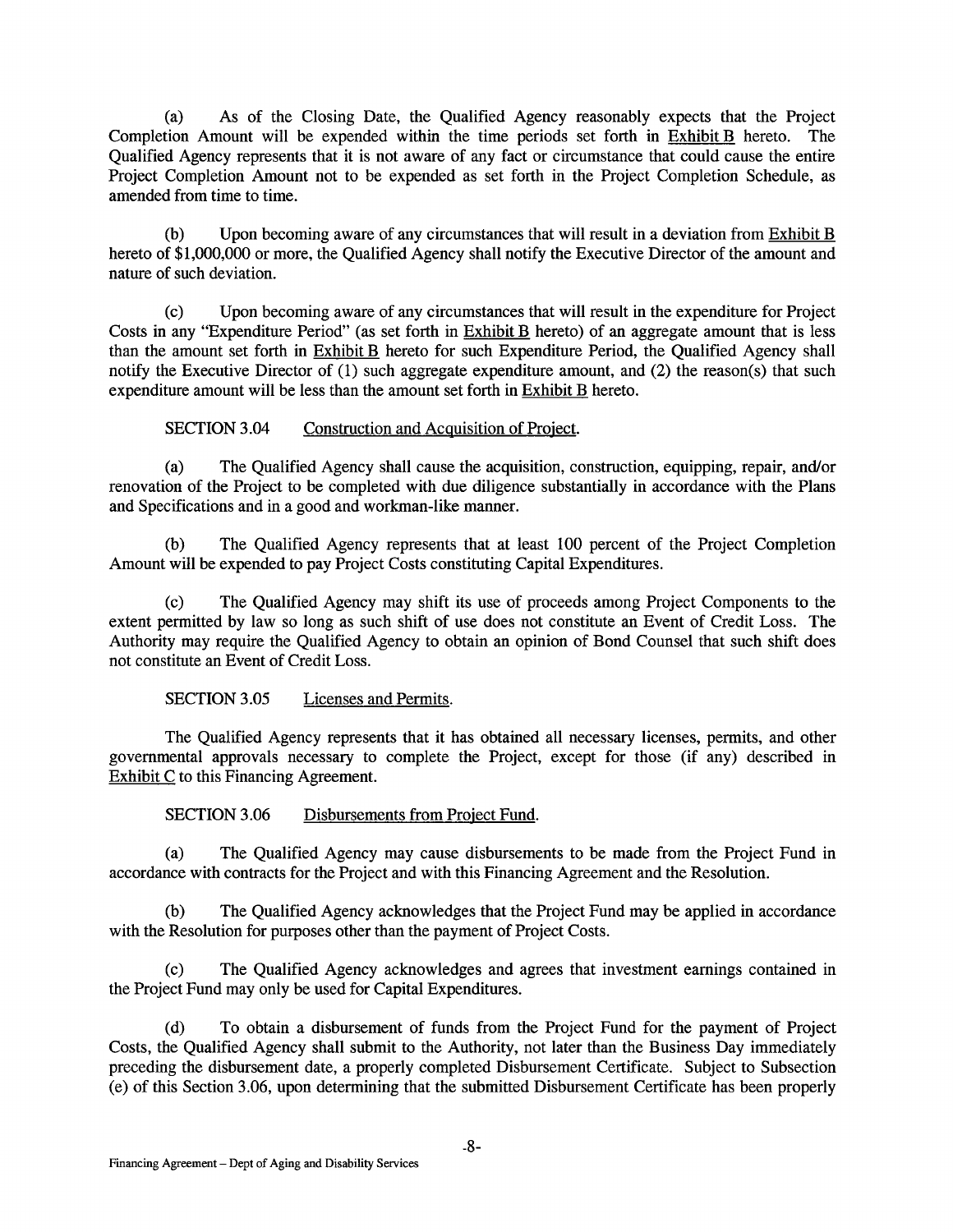(a) As of the Closing Date, the Qualified Agency reasonably expects that the Project Completion Amount will be expended within the time periods set forth in Exhibit B hereto. The Qualified Agency represents that it is not aware of any fact or circumstance that could cause the entire Project Completion Amount not to be expended as set forth in the Project Completion Schedule, as amended from time to time.

(b) Upon becoming aware of any circumstances that will result in a deviation from Exhibit B hereto of $1,000,000 or more, the Qualified Agency shall notify the Executive Director of the amount and nature of such deviation.

(c) Upon becoming aware of any circumstances that will result in the expenditure for Project Costs in any "Expenditure Period" (as set forth in Exhibit B hereto) of an aggregate amount that is less than the amount set forth in Exhibit B hereto for such Expenditure Period, the Qualified Agency shall notify the Executive Director of (1) such aggregate expenditure amount, and (2) the reason(s) that such expenditure amount will be less than the amount set forth in Exhibit B hereto.

SECTION 3.04 Construction and Acquisition of Project.

(a) The Qualified Agency shall cause the acquisition, construction, equipping, repair, and/or renovation of the Project to be completed with due diligence substantially in accordance with the Plans and Specifications and in a good and workman-like manner.

(b) The Qualified Agency represents that at least 100 percent of the Project Completion Amount will be expended to pay Project Costs constituting Capital Expenditures.

(c) The Qualified Agency may shift its use of proceeds among Project Components to the extent permitted by law so long as such shift of use does not constitute an Event of Credit Loss. The Authority may require the Qualified Agency to obtain an opinion of Bond Counsel that such shift does not constitute an Event of Credit Loss.

SECTION 3.05 Licenses and Permits.

The Qualified Agency represents that it has obtained all necessary licenses, permits, and other governmental approvals necessary to complete the Project, except for those (if any) described in Exhibit C to this Financing Agreement.

SECTION 3.06 Disbursements from Project Fund.

(a) The Qualified Agency may cause disbursements to be made from the Project Fund in accordance with contracts for the Project and with this Financing Agreement and the Resolution.

(b) The Qualified Agency acknowledges that the Project Fund may be applied in accordance with the Resolution for purposes other than the payment of Project Costs.

(c) The Qualified Agency acknowledges and agrees that investment earnings contained in the Project Fund may only be used for Capital Expenditures.

(d) To obtain a disbursement of funds from the Project Fund for the payment of Project Costs, the Qualified Agency shall submit to the Authority, not later than the Business Day immediately preceding the disbursement date, a properly completed Disbursement Certificate. Subject to Subsection (e) of this Section 3.06, upon determining that the submitted Disbursement Certificate has been properly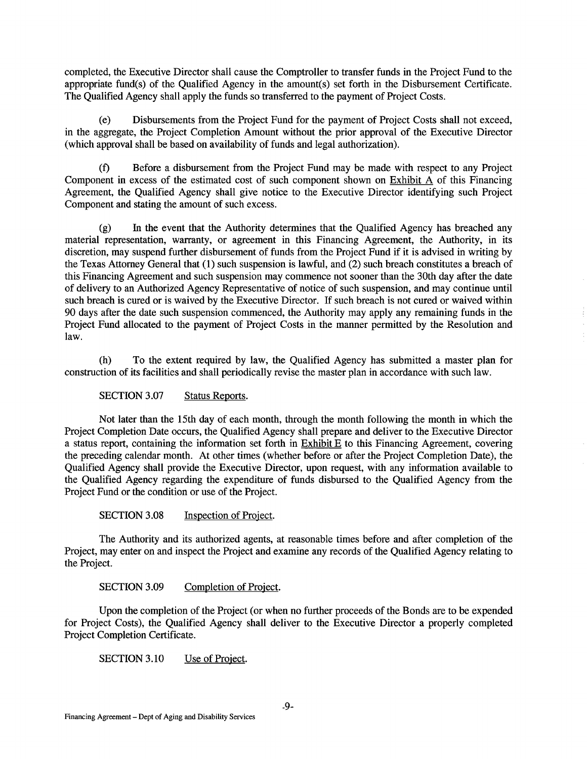completed, the Executive Director shall cause the Comptroller to transfer funds in the Project Fund to the appropriate fund(s) of the Qualified Agency in the amount(s) set forth in the Disbursement Certificate. The Qualified Agency shall apply the funds so transferred to the payment of Project Costs.

(e) Disbursements from the Project Fund for the payment of Project Costs shall not exceed, in the aggregate, the Project Completion Amount without the prior approval of the Executive Director (which approval shall be based on availability of funds and legal authorization).

(f) Before a disbursement from the Project Fund may be made with respect to any Project Component in excess of the estimated cost of such component shown on Exhibit A of this Financing Agreement, the Qualified Agency shall give notice to the Executive Director identifying such Project Component and stating the amount of such excess.

(g) In the event that the Authority determines that the Qualified Agency has breached any material representation, warranty, or agreement in this Financing Agreement, the Authority, in its discretion, may suspend further disbursement of funds from the Project Fund if it is advised in writing by the Texas Attorney General that (1) such suspension is lawful, and (2) such breach constitutes a breach of this Financing Agreement and such suspension may commence not sooner than the 30th day after the date of delivery to an Authorized Agency Representative of notice of such suspension, and may continue until such breach is cured or is waived by the Executive Director. If such breach is not cured or waived within 90 days after the date such suspension commenced, the Authority may apply any remaining funds in the Project Fund allocated to the payment of Project Costs in the manner permitted by the Resolution and law.

(h) To the extent required by law, the Qualified Agency has submitted a master plan for construction of its facilities and shall periodically revise the master plan in accordance with such law.

SECTION 3.07 Status Reports.

Not later than the 15th day of each month, through the month following the month in which the Project Completion Date occurs, the Qualified Agency shall prepare and deliver to the Executive Director a status report, containing the information set forth in Exhibit E to this Financing Agreement, covering the preceding calendar month. At other times (whether before or after the Project Completion Date), the Qualified Agency shall provide the Executive Director, upon request, with any information available to the Qualified Agency regarding the expenditure of funds disbursed to the Qualified Agency from the Project Fund or the condition or use of the Project.

SECTION 3.08 Inspection of Project.

The Authority and its authorized agents, at reasonable times before and after completion of the Project, may enter on and inspect the Project and examine any records of the Qualified Agency relating to the Project.

SECTION 3.09 Completion of Project.

Upon the completion of the Project (or when no further proceeds of the Bonds are to be expended for Project Costs), the Qualified Agency shall deliver to the Executive Director a properly completed Project Completion Certificate.

SECTION 3.10 Use of Project.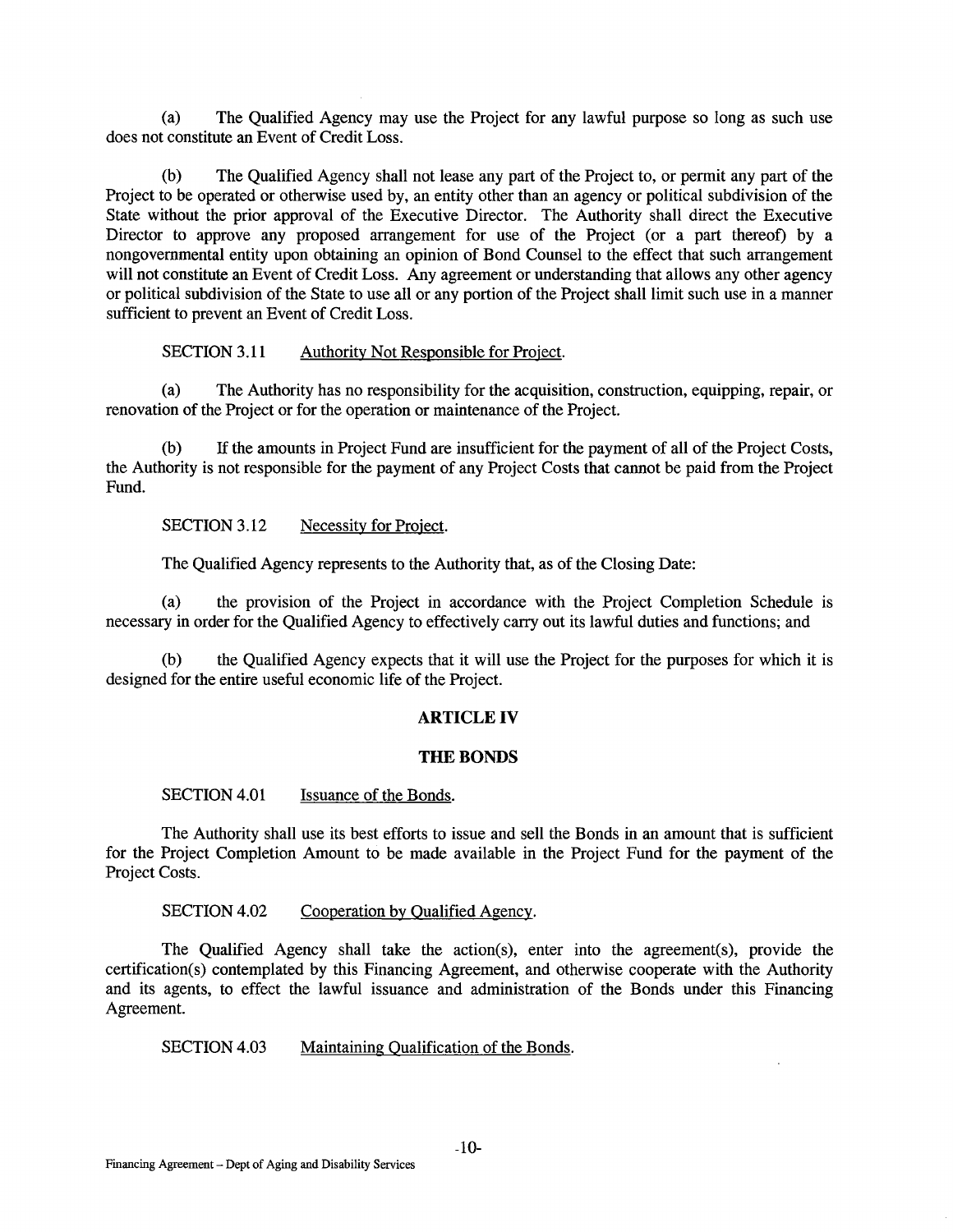(a) The Qualified Agency may use the Project for any lawful purpose so long as such use does not constitute an Event of Credit Loss.

(b) The Qualified Agency shall not lease any part of the Project to, or permit any part of the Project to be operated or otherwise used by, an entity other than an agency or political subdivision of the State without the prior approval of the Executive Director. The Authority shall direct the Executive Director to approve any proposed arrangement for use of the Project (or a part thereof) by a nongovernmental entity upon obtaining an opinion of Bond Counsel to the effect that such arrangement will not constitute an Event of Credit Loss. Any agreement or understanding that allows any other agency or political subdivision of the State to use all or any portion of the Project shall limit such use in a manner sufficient to prevent an Event of Credit Loss.

SECTION 3.11 Authority Not Responsible for Project.

(a) The Authority has no responsibility for the acquisition, construction, equipping, repair, or renovation of the Project or for the operation or maintenance of the Project.

(b) If the amounts in Project Fund are insufficient for the payment of all of the Project Costs, the Authority is not responsible for the payment of any Project Costs that cannot be paid from the Project Fund.

SECTION 3.12 Necessity for Project.

The Qualified Agency represents to the Authority that, as of the Closing Date:

(a) the provision of the Project in accordance with the Project Completion Schedule is necessary in order for the Qualified Agency to effectively carry out its lawful duties and functions; and

(b) the Qualified Agency expects that it will use the Project for the purposes for which it is designed for the entire useful economic life of the Project.

## ARTICLE IV

## THE BONDS

SECTION 4.01 Issuance of the Bonds.

The Authority shall use its best efforts to issue and sell the Bonds in an amount that is sufficient for the Project Completion Amount to be made available in the Project Fund for the payment of the Project Costs.

SECTION 4.02 Cooperation by Qualified Agency.

The Qualified Agency shall take the action(s), enter into the agreement(s), provide the certification(s) contemplated by this Financing Agreement, and otherwise cooperate with the Authority and its agents, to effect the lawful issuance and administration of the Bonds under this Financing Agreement.

SECTION 4.03 Maintaining Qualification of the Bonds.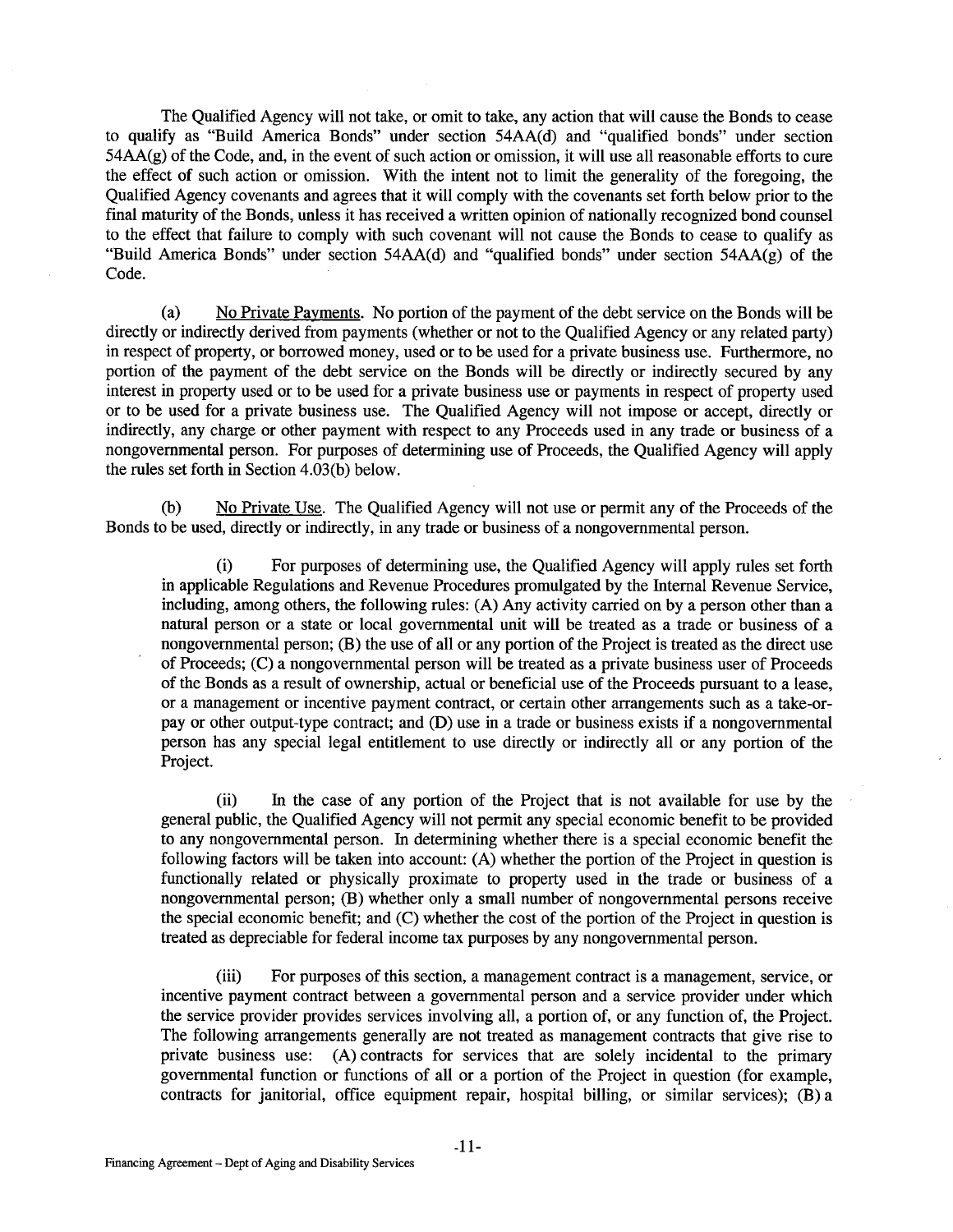The Qualified Agency will not take, or omit to take, any action that will cause the Bonds to cease to qualify as "Build America Bonds" under section 54AA(d) and "qualified bonds" under section 54AA(g) of the Code, and, in the event of such action or omission, it will use all reasonable efforts to cure the effect of such action or omission. With the intent not to limit the generality of the foregoing, the Qualified Agency covenants and agrees that it will comply with the covenants set forth below prior to the final maturity of the Bonds, unless it has received a written opinion of nationally recognized bond counsel to the effect that failure to comply with such covenant will not cause the Bonds to cease to qualify as "Build America Bonds" under section 54AA(d) and "qualified bonds" under section 54AA(g) of the Code.

(a) No Private Payments. No portion of the payment of the debt service on the Bonds will be directly or indirectly derived from payments (whether or not to the Qualified Agency or any related party) in respect of property, or borrowed money, used or to be used for a private business use. Furthermore, no portion of the payment of the debt service on the Bonds will be directly or indirectly secured by any interest in property used or to be used for a private business use or payments in respect of property used or to be used for a private business use. The Qualified Agency will not impose or accept, directly or indirectly, any charge or other payment with respect to any Proceeds used in any trade or business of a nongovernmental person. For purposes of determining use of Proceeds, the Qualified Agency will apply the rules set forth in Section 4.03(b) below.

(b) No Private Use. The Qualified Agency will not use or permit any of the Proceeds of the Bonds to be used, directly or indirectly, in any trade or business of a nongovernmental person.

(i) For purposes of determining use, the Qualified Agency will apply rules set forth in applicable Regulations and Revenue Procedures promulgated by the Internal Revenue Service, including, among others, the following rules: (A) Any activity carried on by a person other than a natural person or a state or local governmental unit will be treated as a trade or business of a nongovernmental person; (B) the use of all or any portion of the Project is treated as the direct use of Proceeds; (C) a nongovernmental person will be treated as a private business user of Proceeds of the Bonds as a result of ownership, actual or beneficial use of the Proceeds pursuant to a lease, or a management or incentive payment contract, or certain other arrangements such as a take-or-pay or other output-type contract; and (D) use in a trade or business exists if a nongovernmental person has any special legal entitlement to use directly or indirectly all or any portion of the Project.

(ii) In the case of any portion of the Project that is not available for use by the general public, the Qualified Agency will not permit any special economic benefit to be provided to any nongovernmental person. In determining whether there is a special economic benefit the following factors will be taken into account: (A) whether the portion of the Project in question is functionally related or physically proximate to property used in the trade or business of a nongovernmental person; (B) whether only a small number of nongovernmental persons receive the special economic benefit; and (C) whether the cost of the portion of the Project in question is treated as depreciable for federal income tax purposes by any nongovernmental person.

(iii) For purposes of this section, a management contract is a management, service, or incentive payment contract between a governmental person and a service provider under which the service provider provides services involving all, a portion of, or any function of, the Project. The following arrangements generally are not treated as management contracts that give rise to private business use: (A) contracts for services that are solely incidental to the primary governmental function or functions of all or a portion of the Project in question (for example, contracts for janitorial, office equipment repair, hospital billing, or similar services); (B) a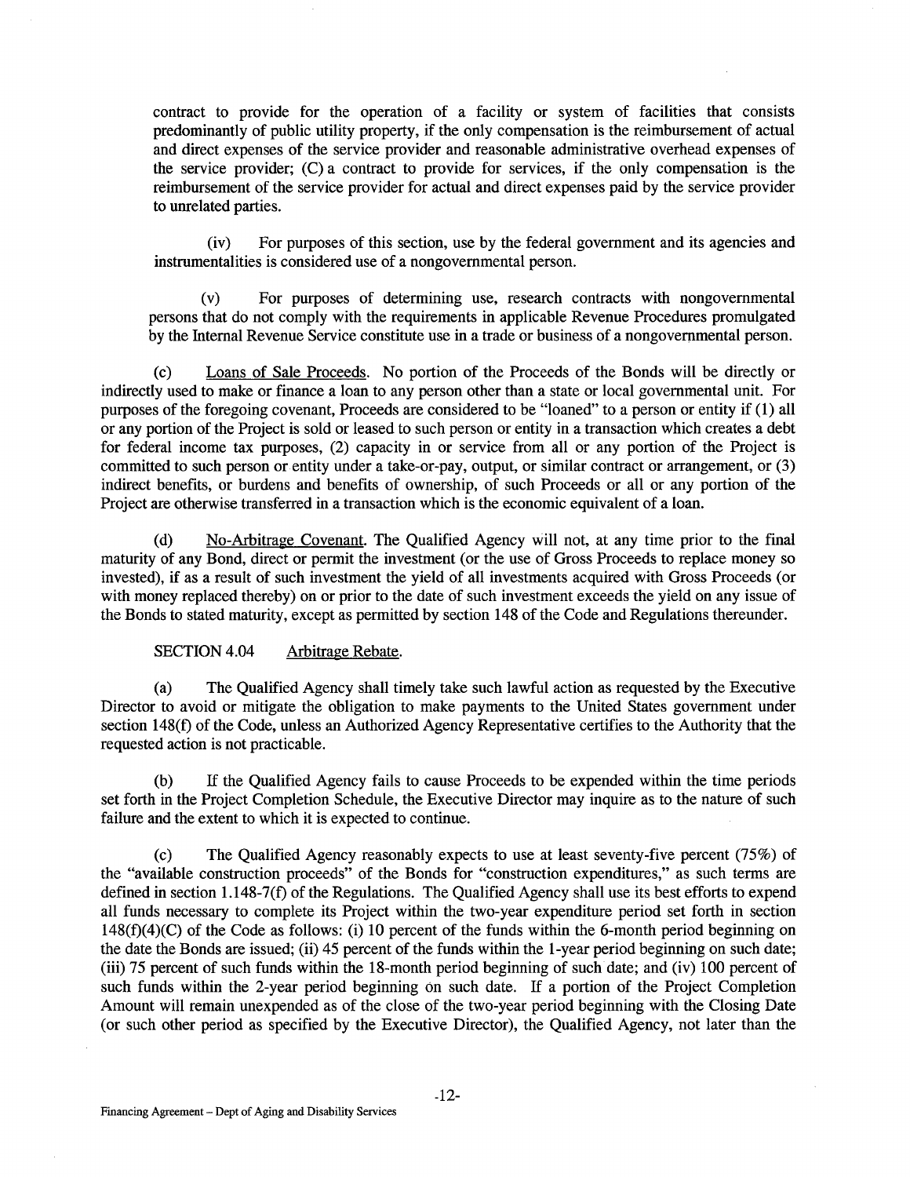contract to provide for the operation of a facility or system of facilities that consists predominantly of public utility property, if the only compensation is the reimbursement of actual and direct expenses of the service provider and reasonable administrative overhead expenses of the service provider; (C) a contract to provide for services, if the only compensation is the reimbursement of the service provider for actual and direct expenses paid by the service provider to unrelated parties.

(iv) For purposes of this section, use by the federal government and its agencies and instrumentalities is considered use of a nongovernmental person.

(v) For purposes of determining use, research contracts with nongovernmental persons that do not comply with the requirements in applicable Revenue Procedures promulgated by the Internal Revenue Service constitute use in a trade or business of a nongovernmental person.

(c) Loans of Sale Proceeds. No portion of the Proceeds of the Bonds will be directly or indirectly used to make or finance a loan to any person other than a state or local governmental unit. For purposes of the foregoing covenant, Proceeds are considered to be "loaned" to a person or entity if (1) all or any portion of the Project is sold or leased to such person or entity in a transaction which creates a debt for federal income tax purposes, (2) capacity in or service from all or any portion of the Project is committed to such person or entity under a take-or-pay, output, or similar contract or arrangement, or (3) indirect benefits, or burdens and benefits of ownership, of such Proceeds or all or any portion of the Project are otherwise transferred in a transaction which is the economic equivalent of a loan.

(d) No-Arbitrage Covenant. The Qualified Agency will not, at any time prior to the final maturity of any Bond, direct or permit the investment (or the use of Gross Proceeds to replace money so invested), if as a result of such investment the yield of all investments acquired with Gross Proceeds (or with money replaced thereby) on or prior to the date of such investment exceeds the yield on any issue of the Bonds to stated maturity, except as permitted by section 148 of the Code and Regulations thereunder.

SECTION 4.04 Arbitrage Rebate.

(a) The Qualified Agency shall timely take such lawful action as requested by the Executive Director to avoid or mitigate the obligation to make payments to the United States government under section 148(f) of the Code, unless an Authorized Agency Representative certifies to the Authority that the requested action is not practicable.

(b) If the Qualified Agency fails to cause Proceeds to be expended within the time periods set forth in the Project Completion Schedule, the Executive Director may inquire as to the nature of such failure and the extent to which it is expected to continue.

(c) The Qualified Agency reasonably expects to use at least seventy-five percent (75%) of the "available construction proceeds" of the Bonds for "construction expenditures," as such terms are defined in section 1.148-7(f) of the Regulations. The Qualified Agency shall use its best efforts to expend all funds necessary to complete its Project within the two-year expenditure period set forth in section 148(f)(4)(C) of the Code as follows: (i) 10 percent of the funds within the 6-month period beginning on the date the Bonds are issued; (ii) 45 percent of the funds within the 1-year period beginning on such date; (iii) 75 percent of such funds within the 18-month period beginning of such date; and (iv) 100 percent of such funds within the 2-year period beginning on such date. If a portion of the Project Completion Amount will remain unexpended as of the close of the two-year period beginning with the Closing Date (or such other period as specified by the Executive Director), the Qualified Agency, not later than the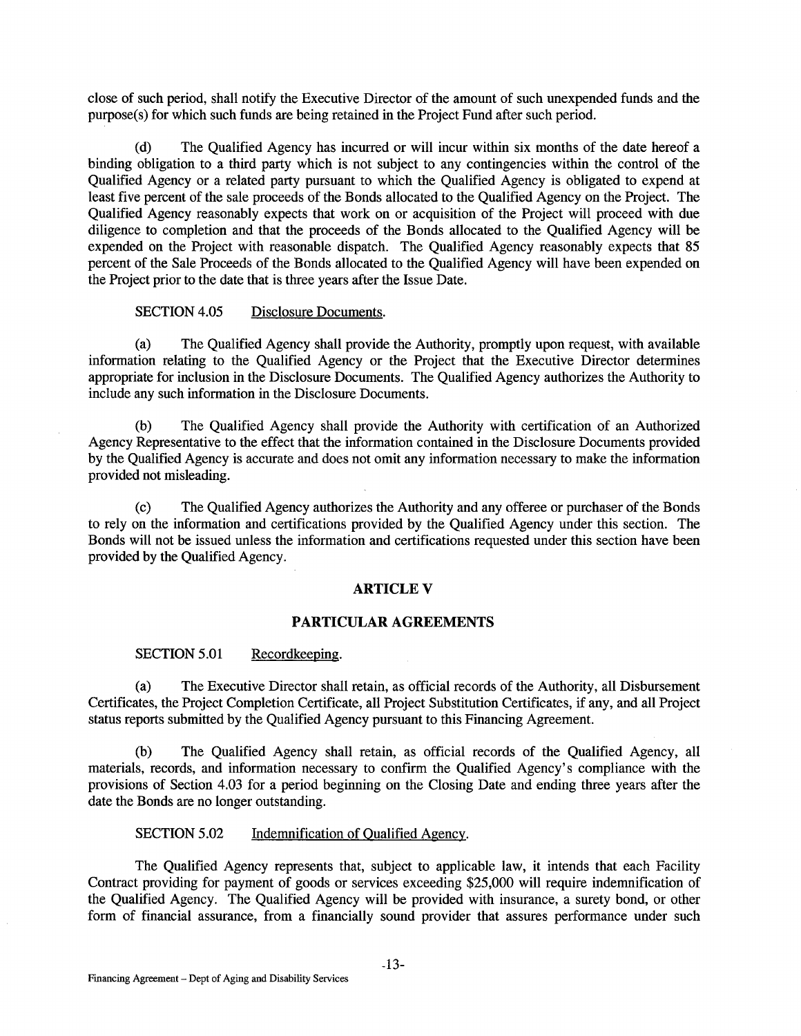close of such period, shall notify the Executive Director of the amount of such unexpended funds and the purpose(s) for which such funds are being retained in the Project Fund after such period.

(d) The Qualified Agency has incurred or will incur within six months of the date hereof a binding obligation to a third party which is not subject to any contingencies within the control of the Qualified Agency or a related party pursuant to which the Qualified Agency is obligated to expend at least five percent of the sale proceeds of the Bonds allocated to the Qualified Agency on the Project. The Qualified Agency reasonably expects that work on or acquisition of the Project will proceed with due diligence to completion and that the proceeds of the Bonds allocated to the Qualified Agency will be expended on the Project with reasonable dispatch. The Qualified Agency reasonably expects that 85 percent of the Sale Proceeds of the Bonds allocated to the Qualified Agency will have been expended on the Project prior to the date that is three years after the Issue Date.

SECTION 4.05 Disclosure Documents.

(a) The Qualified Agency shall provide the Authority, promptly upon request, with available information relating to the Qualified Agency or the Project that the Executive Director determines appropriate for inclusion in the Disclosure Documents. The Qualified Agency authorizes the Authority to include any such information in the Disclosure Documents.

(b) The Qualified Agency shall provide the Authority with certification of an Authorized Agency Representative to the effect that the information contained in the Disclosure Documents provided by the Qualified Agency is accurate and does not omit any information necessary to make the information provided not misleading.

(c) The Qualified Agency authorizes the Authority and any offeree or purchaser of the Bonds to rely on the information and certifications provided by the Qualified Agency under this section. The Bonds will not be issued unless the information and certifications requested under this section have been provided by the Qualified Agency.

## ARTICLE V

## PARTICULAR AGREEMENTS

SECTION 5.01 Recordkeeping.

(a) The Executive Director shall retain, as official records of the Authority, all Disbursement Certificates, the Project Completion Certificate, all Project Substitution Certificates, if any, and all Project status reports submitted by the Qualified Agency pursuant to this Financing Agreement.

(b) The Qualified Agency shall retain, as official records of the Qualified Agency, all materials, records, and information necessary to confirm the Qualified Agency's compliance with the provisions of Section 4.03 for a period beginning on the Closing Date and ending three years after the date the Bonds are no longer outstanding.

SECTION 5.02 Indemnification of Qualified Agency.

The Qualified Agency represents that, subject to applicable law, it intends that each Facility Contract providing for payment of goods or services exceeding $25,000 will require indemnification of the Qualified Agency. The Qualified Agency will be provided with insurance, a surety bond, or other form of financial assurance, from a financially sound provider that assures performance under such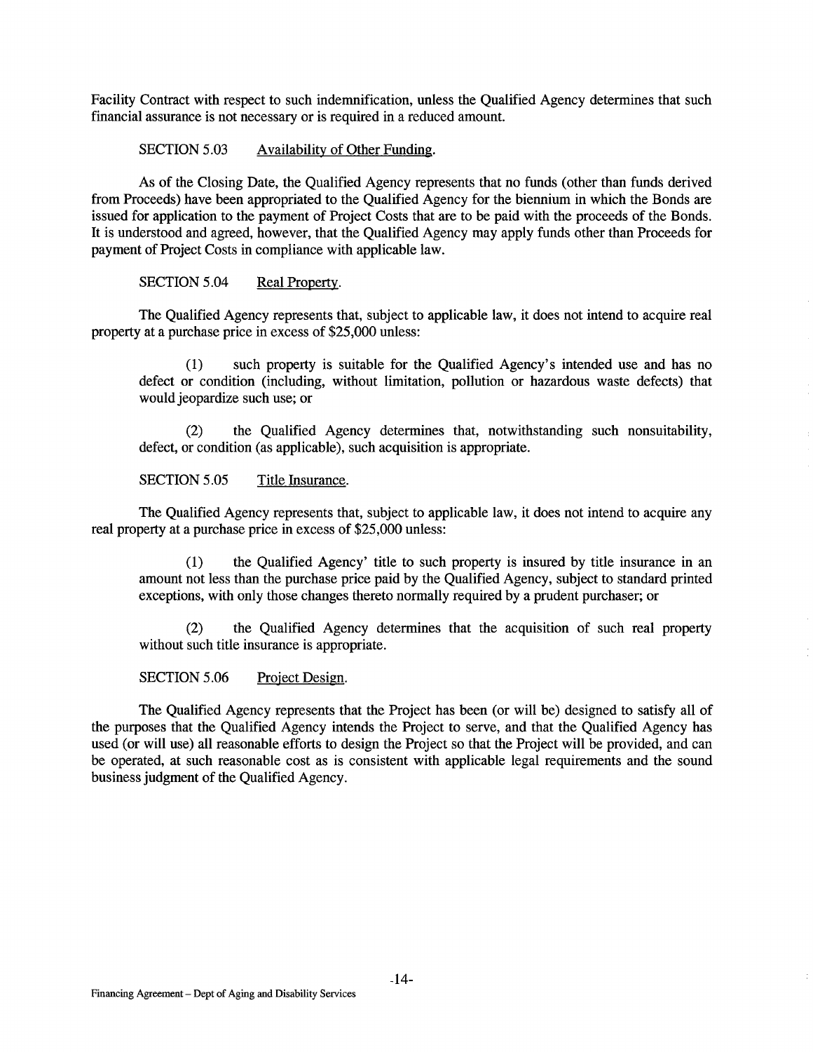Facility Contract with respect to such indemnification, unless the Qualified Agency determines that such financial assurance is not necessary or is required in a reduced amount.

SECTION 5.03 Availability of Other Funding.

As of the Closing Date, the Qualified Agency represents that no funds (other than funds derived from Proceeds) have been appropriated to the Qualified Agency for the biennium in which the Bonds are issued for application to the payment of Project Costs that are to be paid with the proceeds of the Bonds. It is understood and agreed, however, that the Qualified Agency may apply funds other than Proceeds for payment of Project Costs in compliance with applicable law.

SECTION 5.04 Real Property.

The Qualified Agency represents that, subject to applicable law, it does not intend to acquire real property at a purchase price in excess of $25,000 unless:

(1) such property is suitable for the Qualified Agency's intended use and has no defect or condition (including, without limitation, pollution or hazardous waste defects) that would jeopardize such use; or

(2) the Qualified Agency determines that, notwithstanding such nonsuitability, defect, or condition (as applicable), such acquisition is appropriate.

SECTION 5.05 Title Insurance.

The Qualified Agency represents that, subject to applicable law, it does not intend to acquire any real property at a purchase price in excess of $25,000 unless:

(1) the Qualified Agency' title to such property is insured by title insurance in an amount not less than the purchase price paid by the Qualified Agency, subject to standard printed exceptions, with only those changes thereto normally required by a prudent purchaser; or

(2) the Qualified Agency determines that the acquisition of such real property without such title insurance is appropriate.

SECTION 5.06 Project Design.

The Qualified Agency represents that the Project has been (or will be) designed to satisfy all of the purposes that the Qualified Agency intends the Project to serve, and that the Qualified Agency has used (or will use) all reasonable efforts to design the Project so that the Project will be provided, and can be operated, at such reasonable cost as is consistent with applicable legal requirements and the sound business judgment of the Qualified Agency.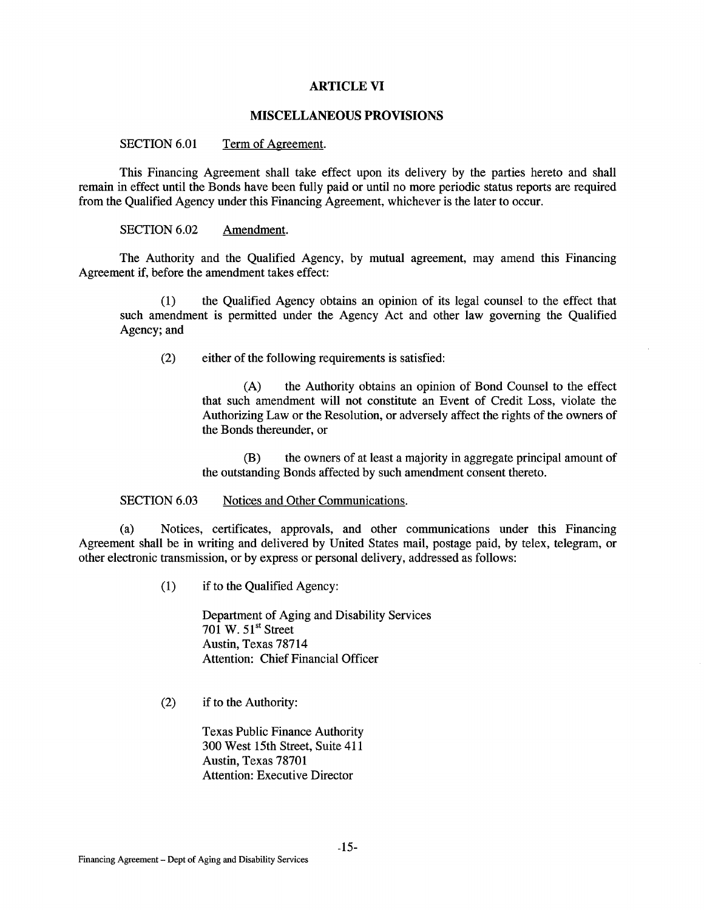# ARTICLE VI

## MISCELLANEOUS PROVISIONS

SECTION 6.01 Term of Agreement.

This Financing Agreement shall take effect upon its delivery by the parties hereto and shall remain in effect until the Bonds have been fully paid or until no more periodic status reports are required from the Qualified Agency under this Financing Agreement, whichever is the later to occur.

SECTION 6.02 Amendment.

The Authority and the Qualified Agency, by mutual agreement, may amend this Financing Agreement if, before the amendment takes effect:

(1) the Qualified Agency obtains an opinion of its legal counsel to the effect that such amendment is permitted under the Agency Act and other law governing the Qualified Agency; and

(2) either of the following requirements is satisfied:

(A) the Authority obtains an opinion of Bond Counsel to the effect that such amendment will not constitute an Event of Credit Loss, violate the Authorizing Law or the Resolution, or adversely affect the rights of the owners of the Bonds thereunder, or

(B) the owners of at least a majority in aggregate principal amount of the outstanding Bonds affected by such amendment consent thereto.

SECTION 6.03 Notices and Other Communications.

(a) Notices, certificates, approvals, and other communications under this Financing Agreement shall be in writing and delivered by United States mail, postage paid, by telex, telegram, or other electronic transmission, or by express or personal delivery, addressed as follows:

(1) if to the Qualified Agency:

Department of Aging and Disability Services
701 W. 51st Street
Austin, Texas 78714
Attention: Chief Financial Officer

(2) if to the Authority:

Texas Public Finance Authority
300 West 15th Street, Suite 411
Austin, Texas 78701
Attention: Executive Director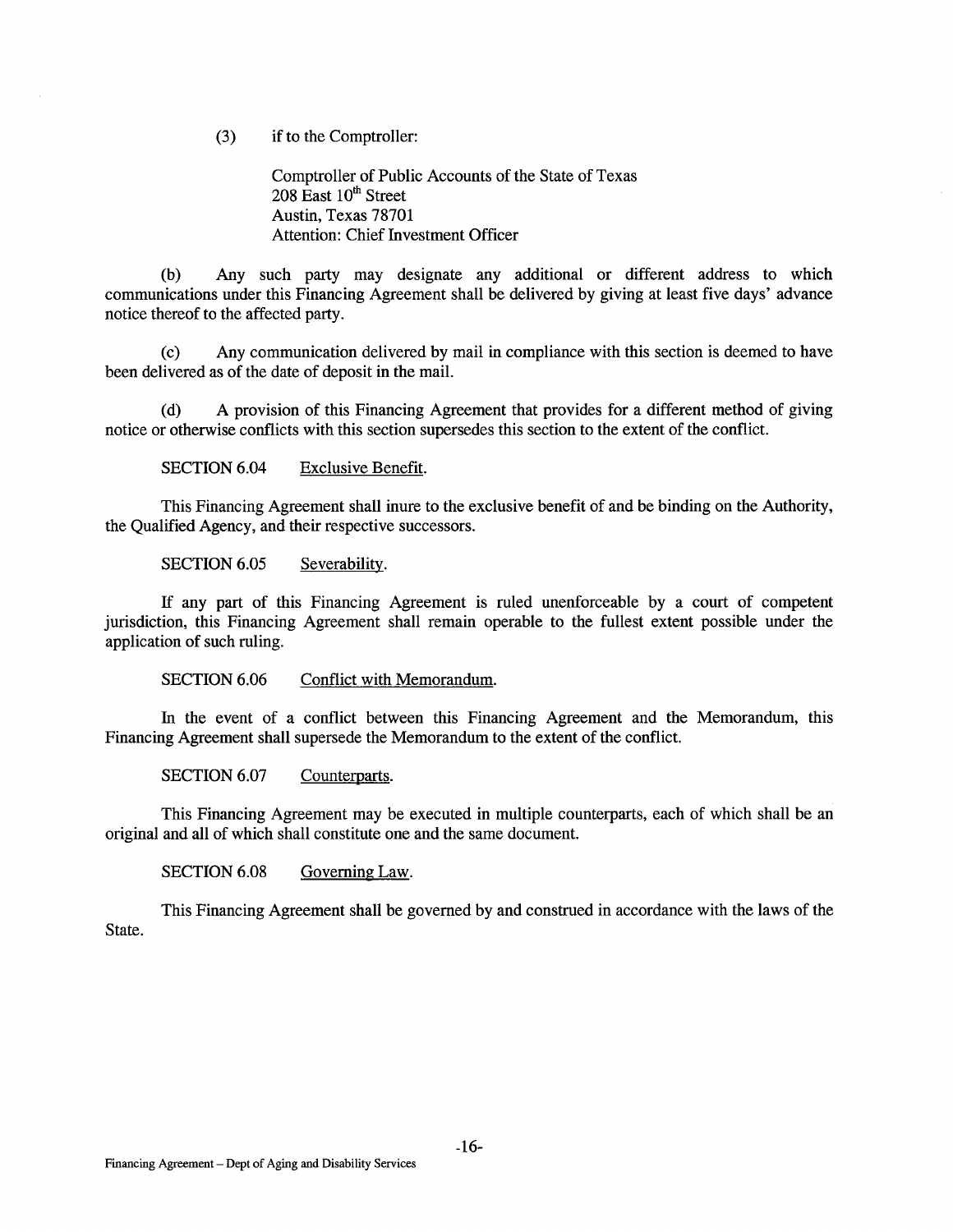(3) if to the Comptroller:

Comptroller of Public Accounts of the State of Texas
208 East 10th Street
Austin, Texas 78701
Attention: Chief Investment Officer

(b) Any such party may designate any additional or different address to which communications under this Financing Agreement shall be delivered by giving at least five days' advance notice thereof to the affected party.

(c) Any communication delivered by mail in compliance with this section is deemed to have been delivered as of the date of deposit in the mail.

(d) A provision of this Financing Agreement that provides for a different method of giving notice or otherwise conflicts with this section supersedes this section to the extent of the conflict.

SECTION 6.04 Exclusive Benefit.

This Financing Agreement shall inure to the exclusive benefit of and be binding on the Authority, the Qualified Agency, and their respective successors.

SECTION 6.05 Severability.

If any part of this Financing Agreement is ruled unenforceable by a court of competent jurisdiction, this Financing Agreement shall remain operable to the fullest extent possible under the application of such ruling.

SECTION 6.06 Conflict with Memorandum.

In the event of a conflict between this Financing Agreement and the Memorandum, this Financing Agreement shall supersede the Memorandum to the extent of the conflict.

SECTION 6.07 Counterparts.

This Financing Agreement may be executed in multiple counterparts, each of which shall be an original and all of which shall constitute one and the same document.

SECTION 6.08 Governing Law.

This Financing Agreement shall be governed by and construed in accordance with the laws of the State.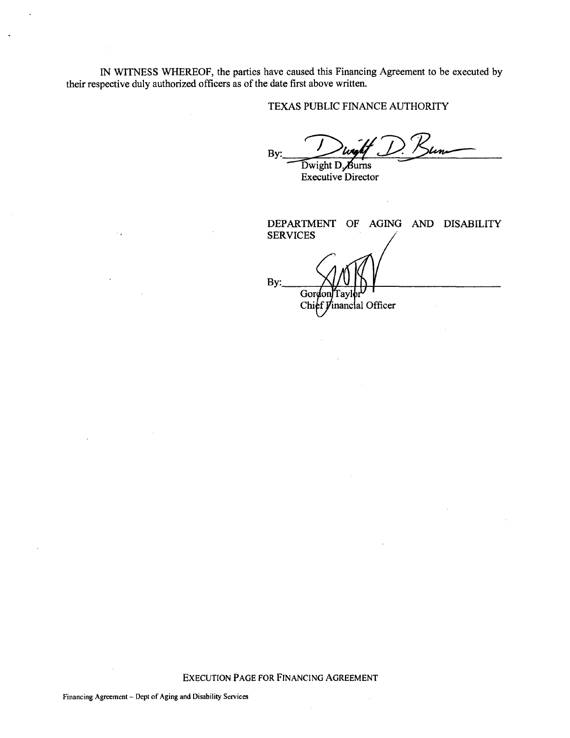IN WITNESS WHEREOF, the parties have caused this Financing Agreement to be executed by their respective duly authorized officers as of the date first above written.

TEXAS PUBLIC FINANCE AUTHORITY

By: ______________________________
Dwight D. Burns
Executive Director

DEPARTMENT OF AGING AND DISABILITY SERVICES

By: ______________________________
Gordon Taylor
Chief Financial Officer

EXECUTION PAGE FOR FINANCING AGREEMENT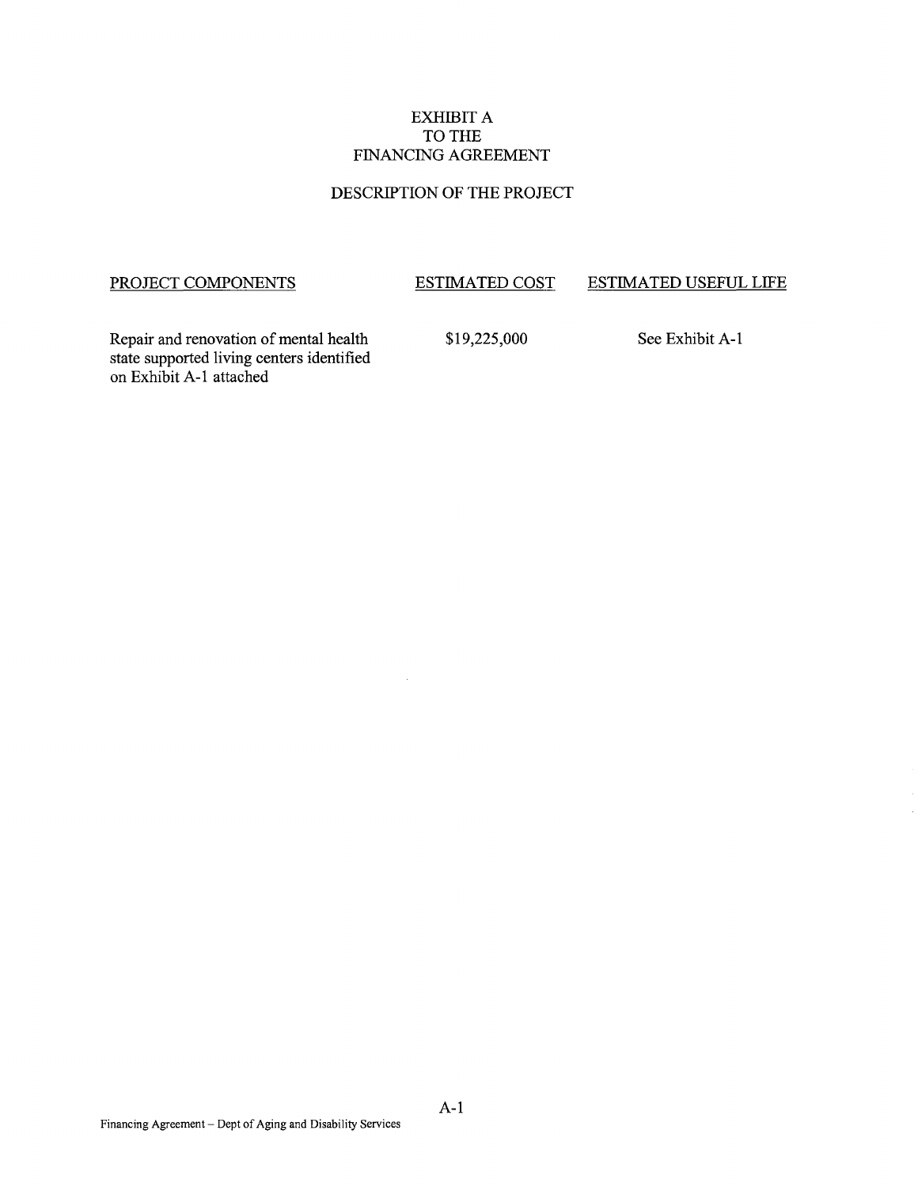# EXHIBIT A
# TO THE
# FINANCING AGREEMENT

## DESCRIPTION OF THE PROJECT

| PROJECT COMPONENTS | ESTIMATED COST | ESTIMATED USEFUL LIFE |
|---|---|---|
| Repair and renovation of mental health state supported living centers identified on Exhibit A-1 attached | $19,225,000 | See Exhibit A-1 |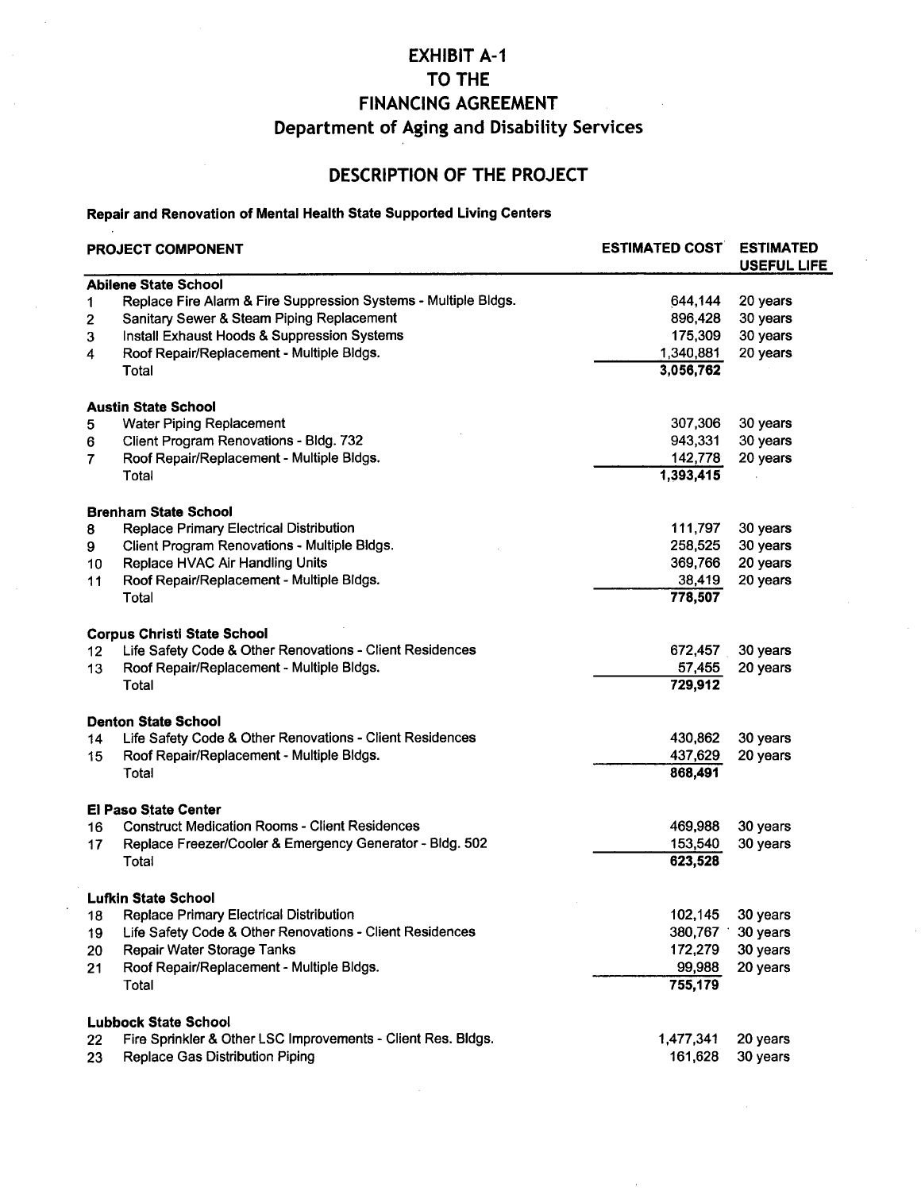# EXHIBIT A-1
# TO THE
# FINANCING AGREEMENT
## Department of Aging and Disability Services

## DESCRIPTION OF THE PROJECT

**Repair and Renovation of Mental Health State Supported Living Centers**

| | PROJECT COMPONENT | ESTIMATED COST | ESTIMATED USEFUL LIFE |
|---|---|---|---|
| | **Abilene State School** | | |
| 1 | Replace Fire Alarm & Fire Suppression Systems - Multiple Bldgs. | 644,144 | 20 years |
| 2 | Sanitary Sewer & Steam Piping Replacement | 896,428 | 30 years |
| 3 | Install Exhaust Hoods & Suppression Systems | 175,309 | 30 years |
| 4 | Roof Repair/Replacement - Multiple Bldgs. | 1,340,881 | 20 years |
| | Total | **3,056,762** | |
| | **Austin State School** | | |
| 5 | Water Piping Replacement | 307,306 | 30 years |
| 6 | Client Program Renovations - Bldg. 732 | 943,331 | 30 years |
| 7 | Roof Repair/Replacement - Multiple Bldgs. | 142,778 | 20 years |
| | Total | **1,393,415** | |
| | **Brenham State School** | | |
| 8 | Replace Primary Electrical Distribution | 111,797 | 30 years |
| 9 | Client Program Renovations - Multiple Bldgs. | 258,525 | 30 years |
| 10 | Replace HVAC Air Handling Units | 369,766 | 20 years |
| 11 | Roof Repair/Replacement - Multiple Bldgs. | 38,419 | 20 years |
| | Total | **778,507** | |
| | **Corpus Christi State School** | | |
| 12 | Life Safety Code & Other Renovations - Client Residences | 672,457 | 30 years |
| 13 | Roof Repair/Replacement - Multiple Bldgs. | 57,455 | 20 years |
| | Total | **729,912** | |
| | **Denton State School** | | |
| 14 | Life Safety Code & Other Renovations - Client Residences | 430,862 | 30 years |
| 15 | Roof Repair/Replacement - Multiple Bldgs. | 437,629 | 20 years |
| | Total | **868,491** | |
| | **El Paso State Center** | | |
| 16 | Construct Medication Rooms - Client Residences | 469,988 | 30 years |
| 17 | Replace Freezer/Cooler & Emergency Generator - Bldg. 502 | 153,540 | 30 years |
| | Total | **623,528** | |
| | **Lufkin State School** | | |
| 18 | Replace Primary Electrical Distribution | 102,145 | 30 years |
| 19 | Life Safety Code & Other Renovations - Client Residences | 380,767 | 30 years |
| 20 | Repair Water Storage Tanks | 172,279 | 30 years |
| 21 | Roof Repair/Replacement - Multiple Bldgs. | 99,988 | 20 years |
| | Total | **755,179** | |
| | **Lubbock State School** | | |
| 22 | Fire Sprinkler & Other LSC Improvements - Client Res. Bldgs. | 1,477,341 | 20 years |
| 23 | Replace Gas Distribution Piping | 161,628 | 30 years |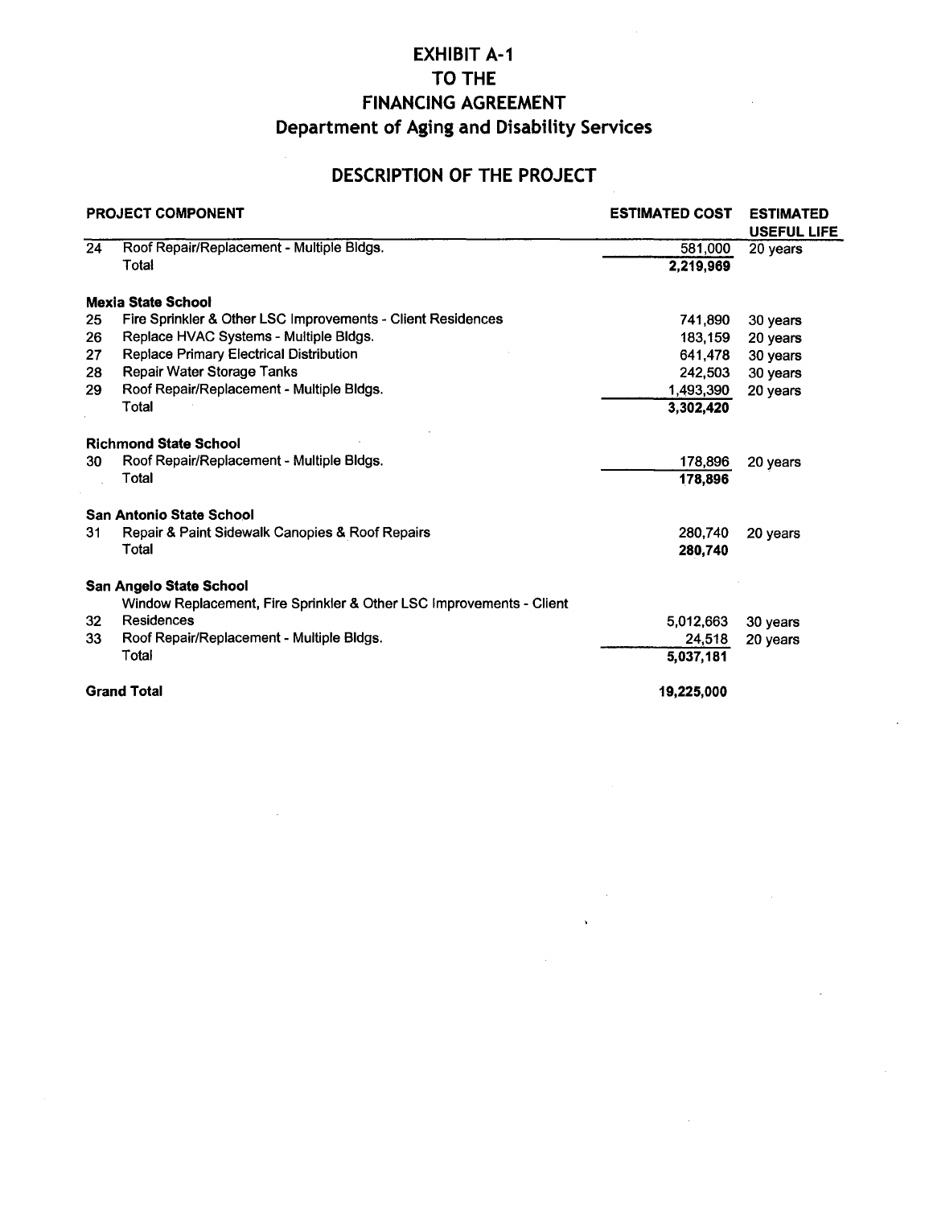# EXHIBIT A-1
# TO THE
# FINANCING AGREEMENT
# Department of Aging and Disability Services

## DESCRIPTION OF THE PROJECT

| PROJECT COMPONENT | | ESTIMATED COST | ESTIMATED USEFUL LIFE |
|---|---|---|---|
| 24 | Roof Repair/Replacement - Multiple Bldgs. | 581,000 | 20 years |
| | Total | **2,219,969** | |
| | **Mexia State School** | | |
| 25 | Fire Sprinkler & Other LSC Improvements - Client Residences | 741,890 | 30 years |
| 26 | Replace HVAC Systems - Multiple Bldgs. | 183,159 | 20 years |
| 27 | Replace Primary Electrical Distribution | 641,478 | 30 years |
| 28 | Repair Water Storage Tanks | 242,503 | 30 years |
| 29 | Roof Repair/Replacement - Multiple Bldgs. | 1,493,390 | 20 years |
| | Total | **3,302,420** | |
| | **Richmond State School** | | |
| 30 | Roof Repair/Replacement - Multiple Bldgs. | 178,896 | 20 years |
| | Total | **178,896** | |
| | **San Antonio State School** | | |
| 31 | Repair & Paint Sidewalk Canopies & Roof Repairs | 280,740 | 20 years |
| | Total | **280,740** | |
| | **San Angelo State School** | | |
| 32 | Window Replacement, Fire Sprinkler & Other LSC Improvements - Client Residences | 5,012,663 | 30 years |
| 33 | Roof Repair/Replacement - Multiple Bldgs. | 24,518 | 20 years |
| | Total | **5,037,181** | |
| | **Grand Total** | **19,225,000** | |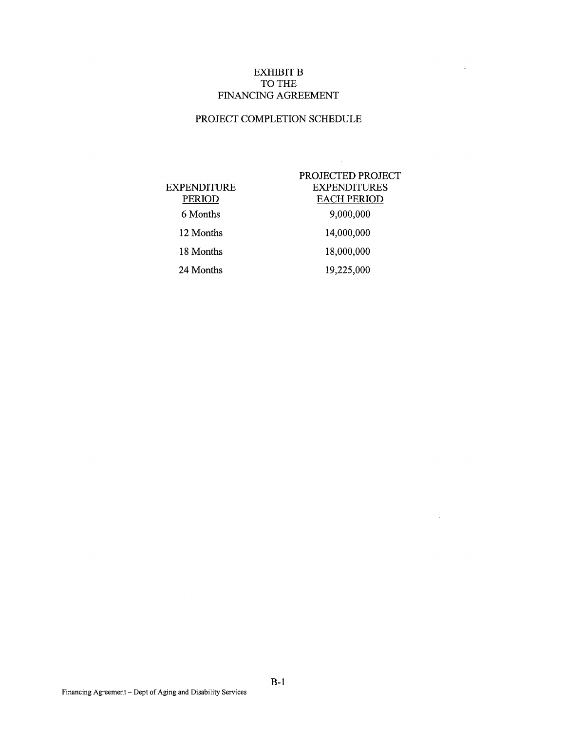# EXHIBIT B
# TO THE
# FINANCING AGREEMENT

## PROJECT COMPLETION SCHEDULE

| EXPENDITURE PERIOD | PROJECTED PROJECT EXPENDITURES EACH PERIOD |
|---|---|
| 6 Months | 9,000,000 |
| 12 Months | 14,000,000 |
| 18 Months | 18,000,000 |
| 24 Months | 19,225,000 |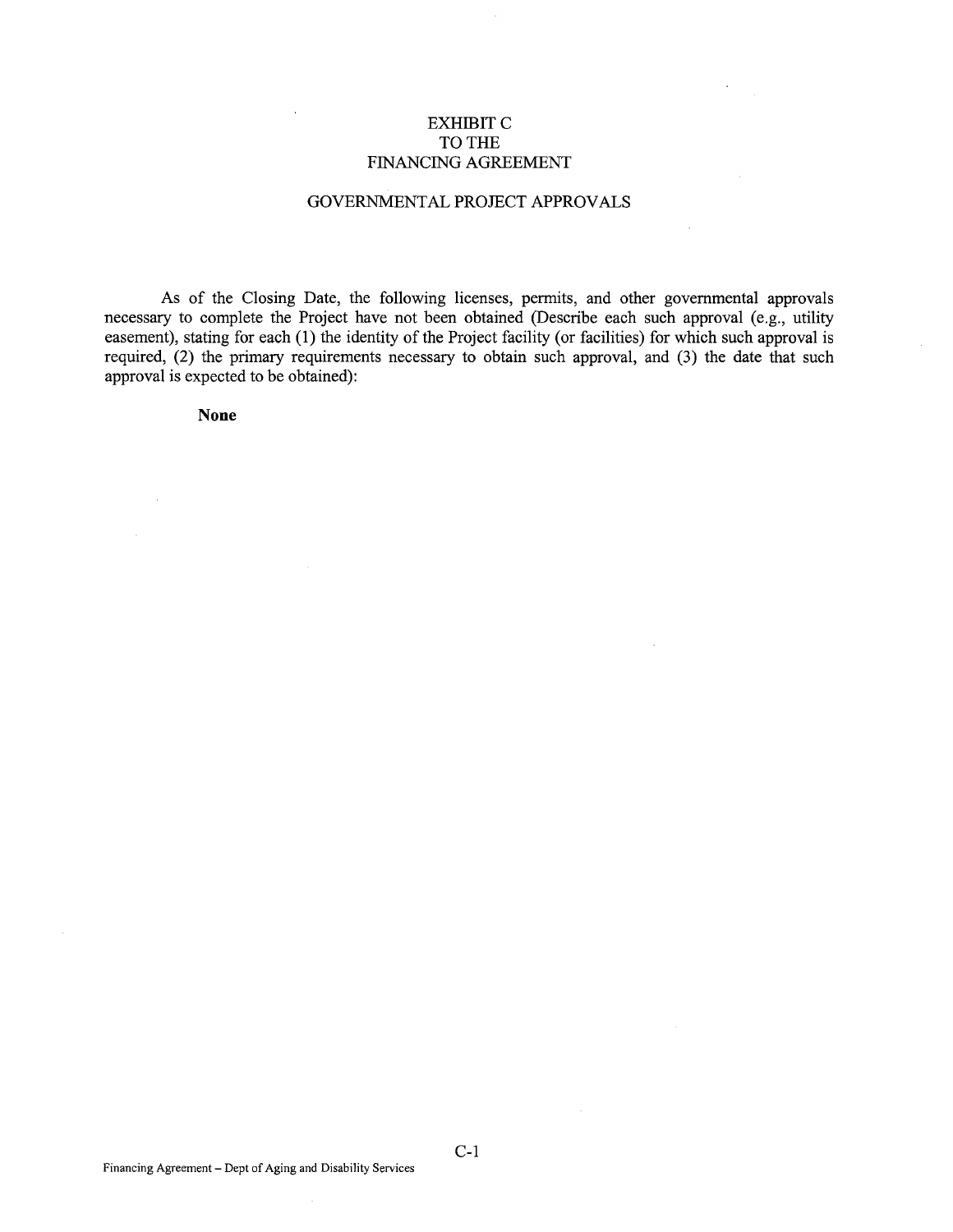# EXHIBIT C
# TO THE
# FINANCING AGREEMENT

## GOVERNMENTAL PROJECT APPROVALS

As of the Closing Date, the following licenses, permits, and other governmental approvals necessary to complete the Project have not been obtained (Describe each such approval (e.g., utility easement), stating for each (1) the identity of the Project facility (or facilities) for which such approval is required, (2) the primary requirements necessary to obtain such approval, and (3) the date that such approval is expected to be obtained):

**None**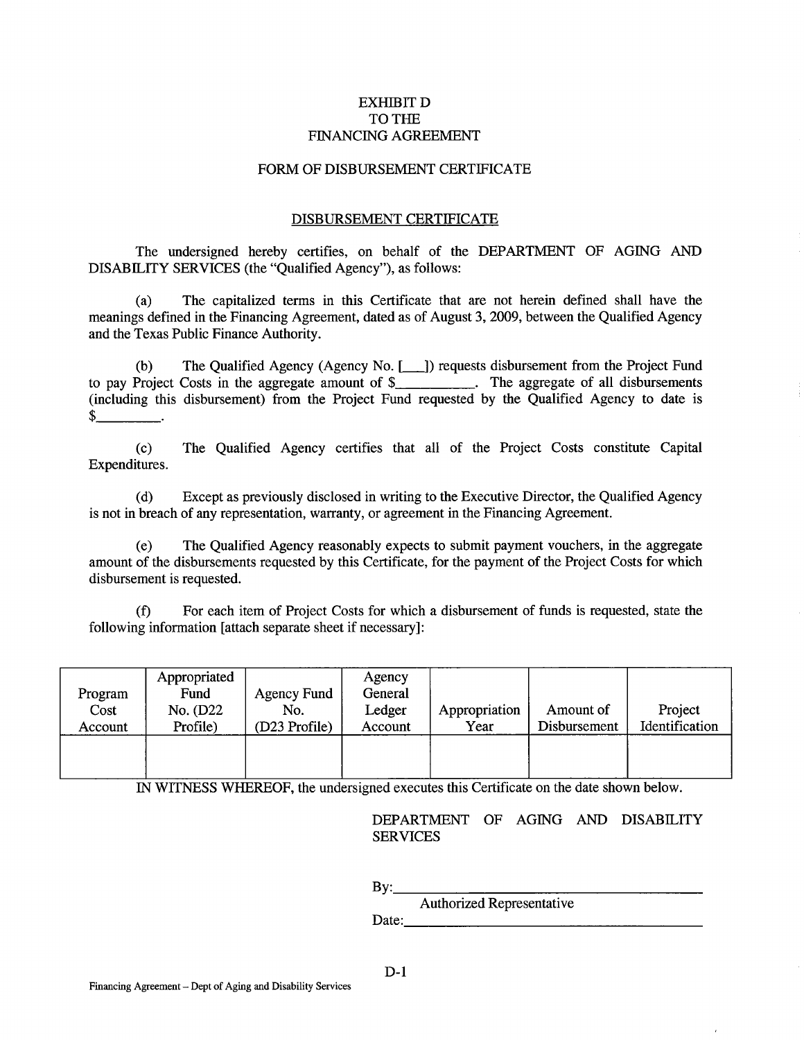EXHIBIT D
TO THE
FINANCING AGREEMENT

FORM OF DISBURSEMENT CERTIFICATE

<u>DISBURSEMENT CERTIFICATE</u>

The undersigned hereby certifies, on behalf of the DEPARTMENT OF AGING AND DISABILITY SERVICES (the "Qualified Agency"), as follows:

(a) The capitalized terms in this Certificate that are not herein defined shall have the meanings defined in the Financing Agreement, dated as of August 3, 2009, between the Qualified Agency and the Texas Public Finance Authority.

(b) The Qualified Agency (Agency No. [___]) requests disbursement from the Project Fund to pay Project Costs in the aggregate amount of $__________. The aggregate of all disbursements (including this disbursement) from the Project Fund requested by the Qualified Agency to date is $_________.

(c) The Qualified Agency certifies that all of the Project Costs constitute Capital Expenditures.

(d) Except as previously disclosed in writing to the Executive Director, the Qualified Agency is not in breach of any representation, warranty, or agreement in the Financing Agreement.

(e) The Qualified Agency reasonably expects to submit payment vouchers, in the aggregate amount of the disbursements requested by this Certificate, for the payment of the Project Costs for which disbursement is requested.

(f) For each item of Project Costs for which a disbursement of funds is requested, state the following information [attach separate sheet if necessary]:

| Program Cost Account | Appropriated Fund No. (D22 Profile) | Agency Fund No. (D23 Profile) | Agency General Ledger Account | Appropriation Year | Amount of Disbursement | Project Identification |
|---|---|---|---|---|---|---|
| | | | | | | |

IN WITNESS WHEREOF, the undersigned executes this Certificate on the date shown below.

DEPARTMENT OF AGING AND DISABILITY SERVICES

By:______________________________
Authorized Representative

Date:_____________________________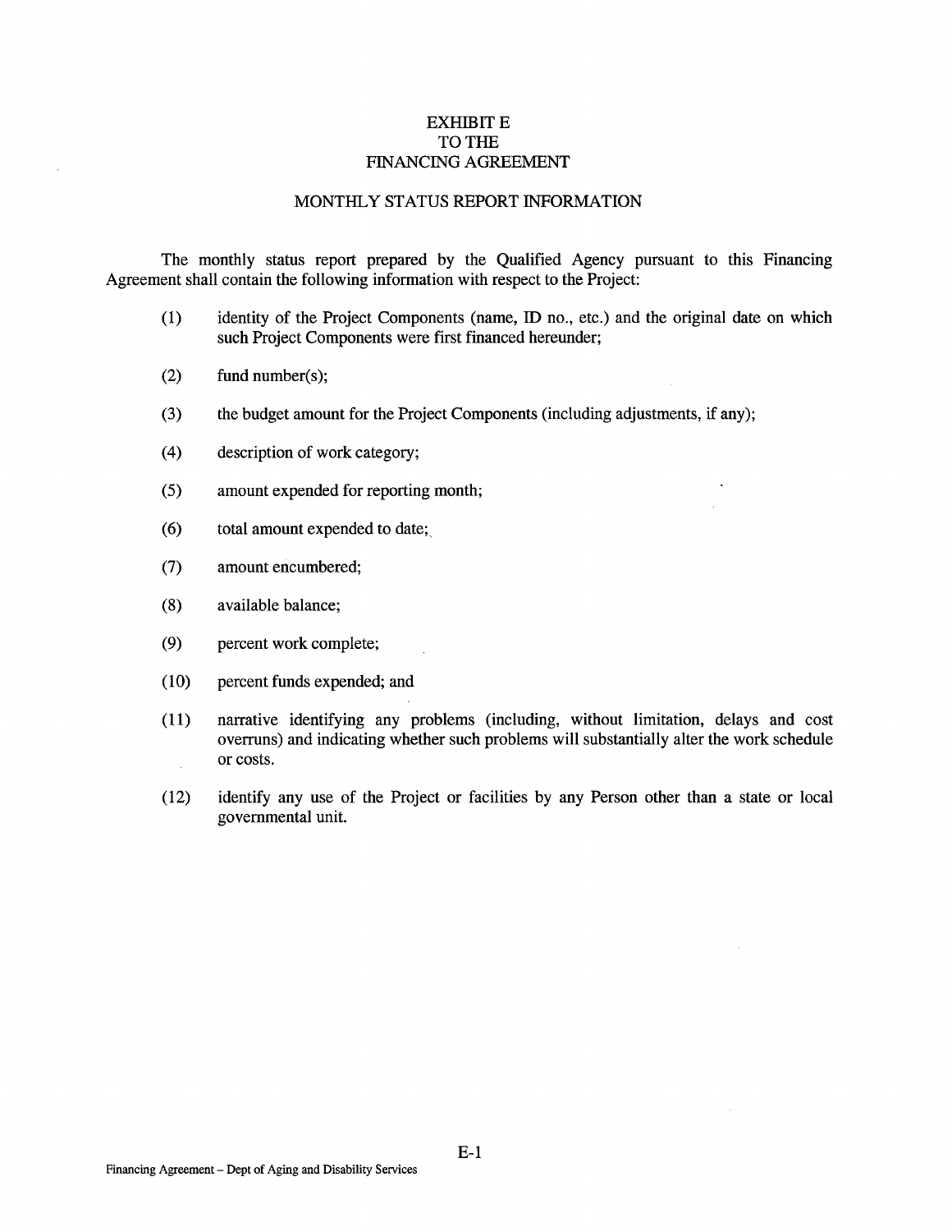# EXHIBIT E
# TO THE
# FINANCING AGREEMENT

## MONTHLY STATUS REPORT INFORMATION

The monthly status report prepared by the Qualified Agency pursuant to this Financing Agreement shall contain the following information with respect to the Project:

(1) identity of the Project Components (name, ID no., etc.) and the original date on which such Project Components were first financed hereunder;

(2) fund number(s);

(3) the budget amount for the Project Components (including adjustments, if any);

(4) description of work category;

(5) amount expended for reporting month;

(6) total amount expended to date;

(7) amount encumbered;

(8) available balance;

(9) percent work complete;

(10) percent funds expended; and

(11) narrative identifying any problems (including, without limitation, delays and cost overruns) and indicating whether such problems will substantially alter the work schedule or costs.

(12) identify any use of the Project or facilities by any Person other than a state or local governmental unit.

E-1

Financing Agreement – Dept of Aging and Disability Services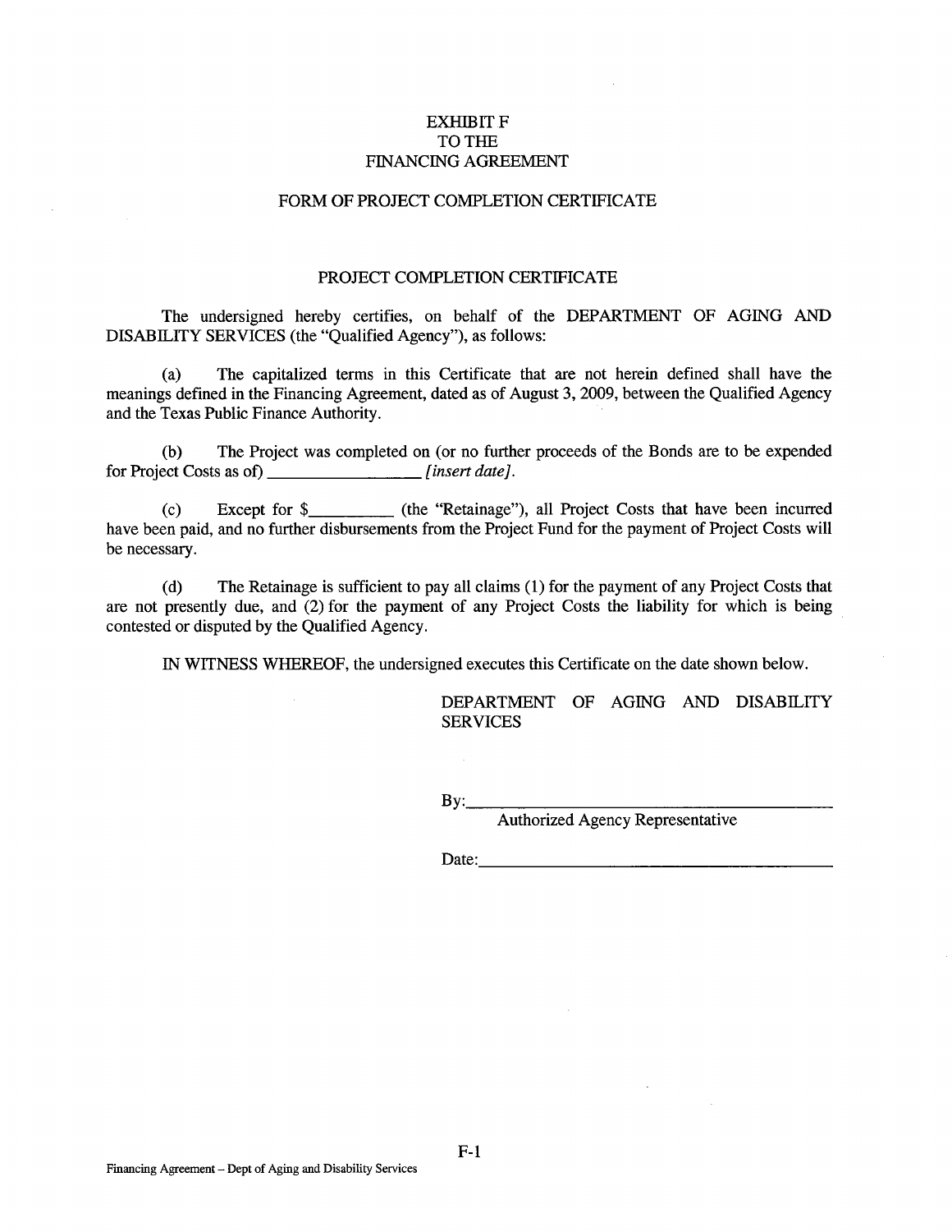EXHIBIT F
TO THE
FINANCING AGREEMENT

FORM OF PROJECT COMPLETION CERTIFICATE

PROJECT COMPLETION CERTIFICATE

The undersigned hereby certifies, on behalf of the DEPARTMENT OF AGING AND DISABILITY SERVICES (the "Qualified Agency"), as follows:

(a) The capitalized terms in this Certificate that are not herein defined shall have the meanings defined in the Financing Agreement, dated as of August 3, 2009, between the Qualified Agency and the Texas Public Finance Authority.

(b) The Project was completed on (or no further proceeds of the Bonds are to be expended for Project Costs as of) __________________ *[insert date]*.

(c) Except for $__________ (the "Retainage"), all Project Costs that have been incurred have been paid, and no further disbursements from the Project Fund for the payment of Project Costs will be necessary.

(d) The Retainage is sufficient to pay all claims (1) for the payment of any Project Costs that are not presently due, and (2) for the payment of any Project Costs the liability for which is being contested or disputed by the Qualified Agency.

IN WITNESS WHEREOF, the undersigned executes this Certificate on the date shown below.

DEPARTMENT OF AGING AND DISABILITY SERVICES

By:_____________________________________________
Authorized Agency Representative

Date:___________________________________________

Financing Agreement – Dept of Aging and Disability Services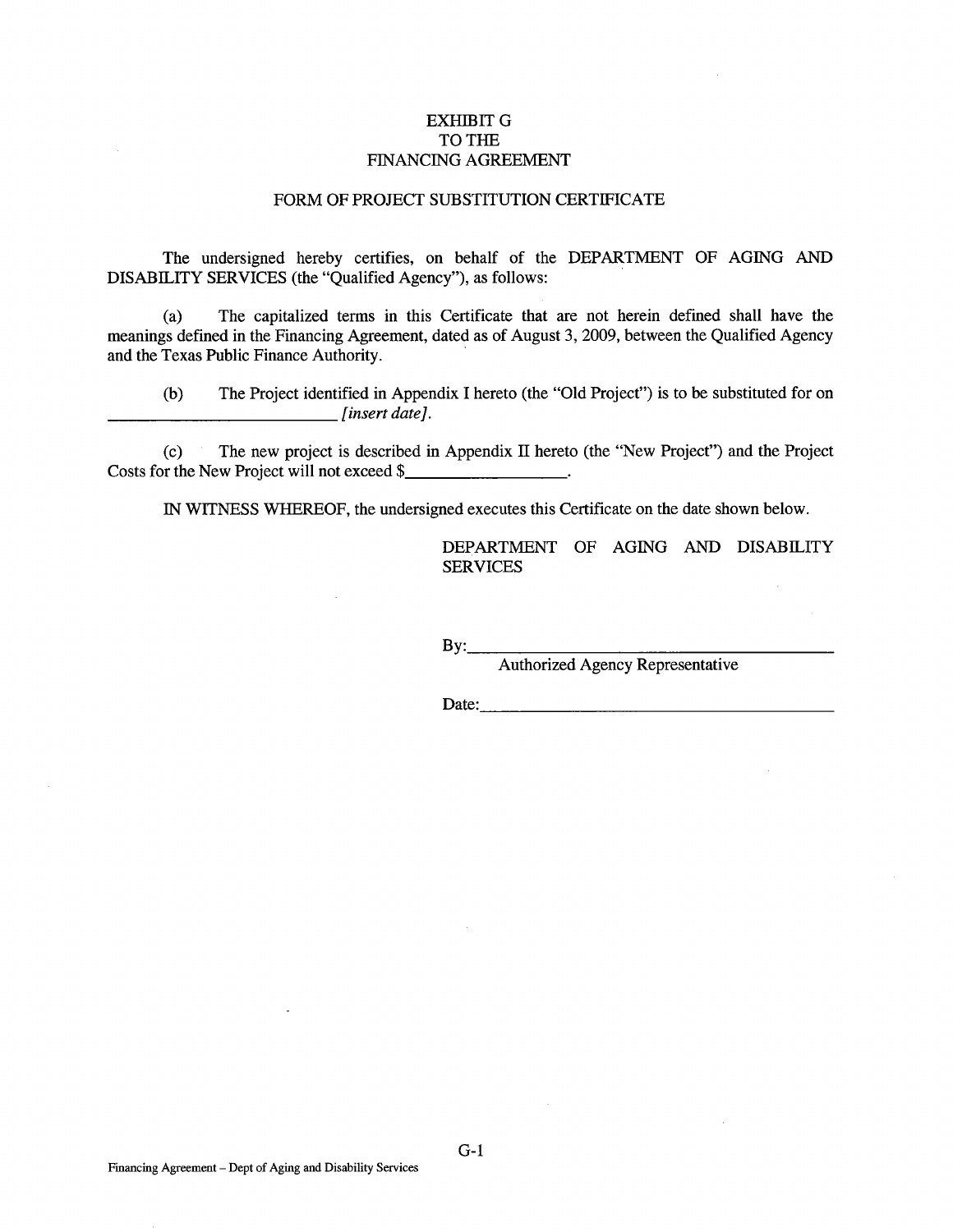# EXHIBIT G
# TO THE
# FINANCING AGREEMENT

## FORM OF PROJECT SUBSTITUTION CERTIFICATE

The undersigned hereby certifies, on behalf of the DEPARTMENT OF AGING AND DISABILITY SERVICES (the "Qualified Agency"), as follows:

(a) The capitalized terms in this Certificate that are not herein defined shall have the meanings defined in the Financing Agreement, dated as of August 3, 2009, between the Qualified Agency and the Texas Public Finance Authority.

(b) The Project identified in Appendix I hereto (the "Old Project") is to be substituted for on \_\_\_\_\_\_\_\_\_\_\_\_\_\_\_\_\_\_\_\_\_\_\_\_\_\_ *[insert date]*.

(c) The new project is described in Appendix II hereto (the "New Project") and the Project Costs for the New Project will not exceed $\_\_\_\_\_\_\_\_\_\_\_\_\_\_\_\_\_\_\_\_.

IN WITNESS WHEREOF, the undersigned executes this Certificate on the date shown below.

DEPARTMENT OF AGING AND DISABILITY SERVICES

By:\_\_\_\_\_\_\_\_\_\_\_\_\_\_\_\_\_\_\_\_\_\_\_\_\_\_\_\_\_\_\_\_\_\_\_\_\_\_\_\_
Authorized Agency Representative

Date:\_\_\_\_\_\_\_\_\_\_\_\_\_\_\_\_\_\_\_\_\_\_\_\_\_\_\_\_\_\_\_\_\_\_\_\_\_\_\_\_

G-1